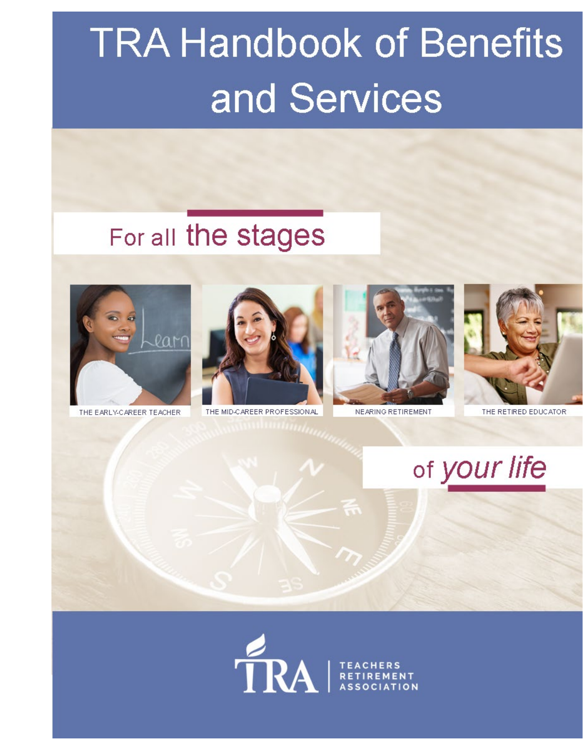# TRA Handbook of Benefits and Services

For all **the stages**

THE EARLY-CAREER TEACHER

THE MID-CAREER PROFESSIONAL

NEARING RETIREMENT

THE RETIRED EDUCATOR

of *your life*

TRA | TEACHERS RETIREMENT ASSOCIATION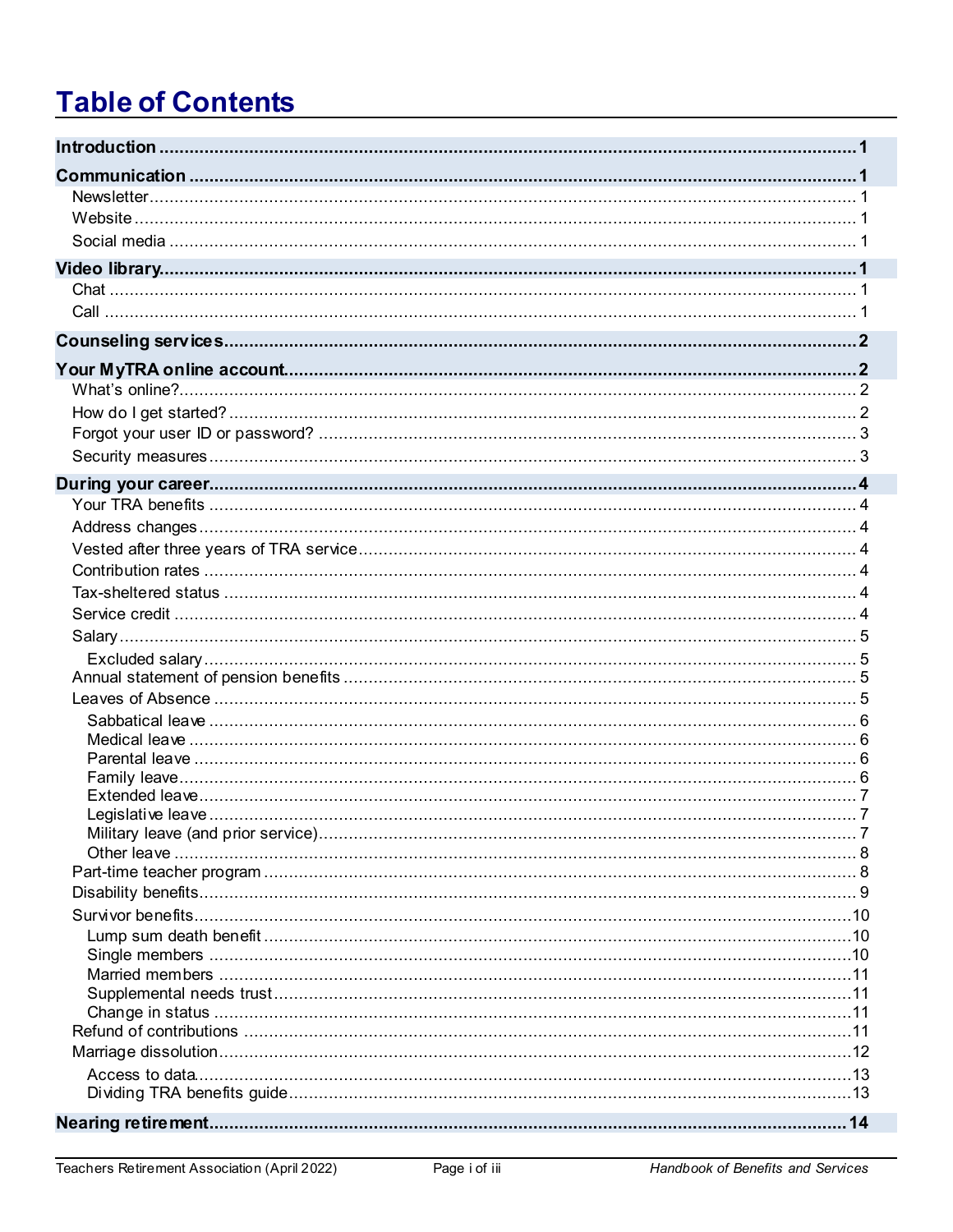# Table of Contents

| | |
|---|---|
| **Introduction** | **1** |
| **Communication** | **1** |
| Newsletter | 1 |
| Website | 1 |
| Social media | 1 |
| **Video library** | **1** |
| Chat | 1 |
| Call | 1 |
| **Counseling services** | **2** |
| **Your MyTRA online account** | **2** |
| What's online? | 2 |
| How do I get started? | 2 |
| Forgot your user ID or password? | 3 |
| Security measures | 3 |
| **During your career** | **4** |
| Your TRA benefits | 4 |
| Address changes | 4 |
| Vested after three years of TRA service | 4 |
| Contribution rates | 4 |
| Tax-sheltered status | 4 |
| Service credit | 4 |
| Salary | 5 |
| Excluded salary | 5 |
| Annual statement of pension benefits | 5 |
| Leaves of Absence | 5 |
| Sabbatical leave | 6 |
| Medical leave | 6 |
| Parental leave | 6 |
| Family leave | 6 |
| Extended leave | 7 |
| Legislative leave | 7 |
| Military leave (and prior service) | 7 |
| Other leave | 8 |
| Part-time teacher program | 8 |
| Disability benefits | 9 |
| Survivor benefits | 10 |
| Lump sum death benefit | 10 |
| Single members | 10 |
| Married members | 11 |
| Supplemental needs trust | 11 |
| Change in status | 11 |
| Refund of contributions | 11 |
| Marriage dissolution | 12 |
| Access to data | 13 |
| Dividing TRA benefits guide | 13 |
| **Nearing retirement** | **14** |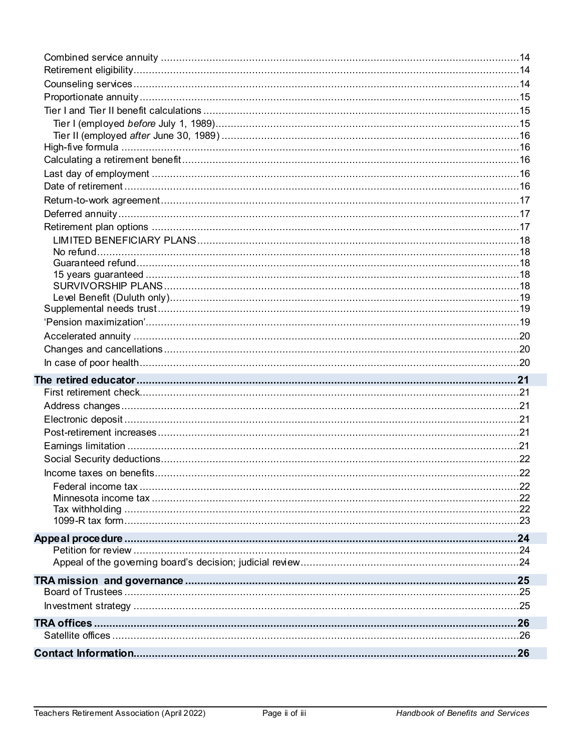Combined service annuity .....14
Retirement eligibility .....14
Counseling services .....14
Proportionate annuity .....15
Tier I and Tier II benefit calculations .....15
- Tier I (employed *before* July 1, 1989) .....15
- Tier II (employed *after* June 30, 1989) .....16

High-five formula .....16
Calculating a retirement benefit .....16
Last day of employment .....16
Date of retirement .....16
Return-to-work agreement .....17
Deferred annuity .....17
Retirement plan options .....17
- LIMITED BENEFICIARY PLANS .....18
- No refund .....18
- Guaranteed refund .....18
- 15 years guaranteed .....18
- SURVIVORSHIP PLANS .....18
- Level Benefit (Duluth only) .....19

Supplemental needs trust .....19
'Pension maximization' .....19
Accelerated annuity .....20
Changes and cancellations .....20
In case of poor health .....20

**The retired educator .....21**

First retirement check .....21
Address changes .....21
Electronic deposit .....21
Post-retirement increases .....21
Earnings limitation .....21
Social Security deductions .....22
Income taxes on benefits .....22
- Federal income tax .....22
- Minnesota income tax .....22
- Tax withholding .....22
- 1099-R tax form .....23

**Appeal procedure .....24**

- Petition for review .....24
- Appeal of the governing board's decision; judicial review .....24

**TRA mission and governance .....25**

Board of Trustees .....25
Investment strategy .....25

**TRA offices .....26**

Satellite offices .....26

**Contact Information .....26**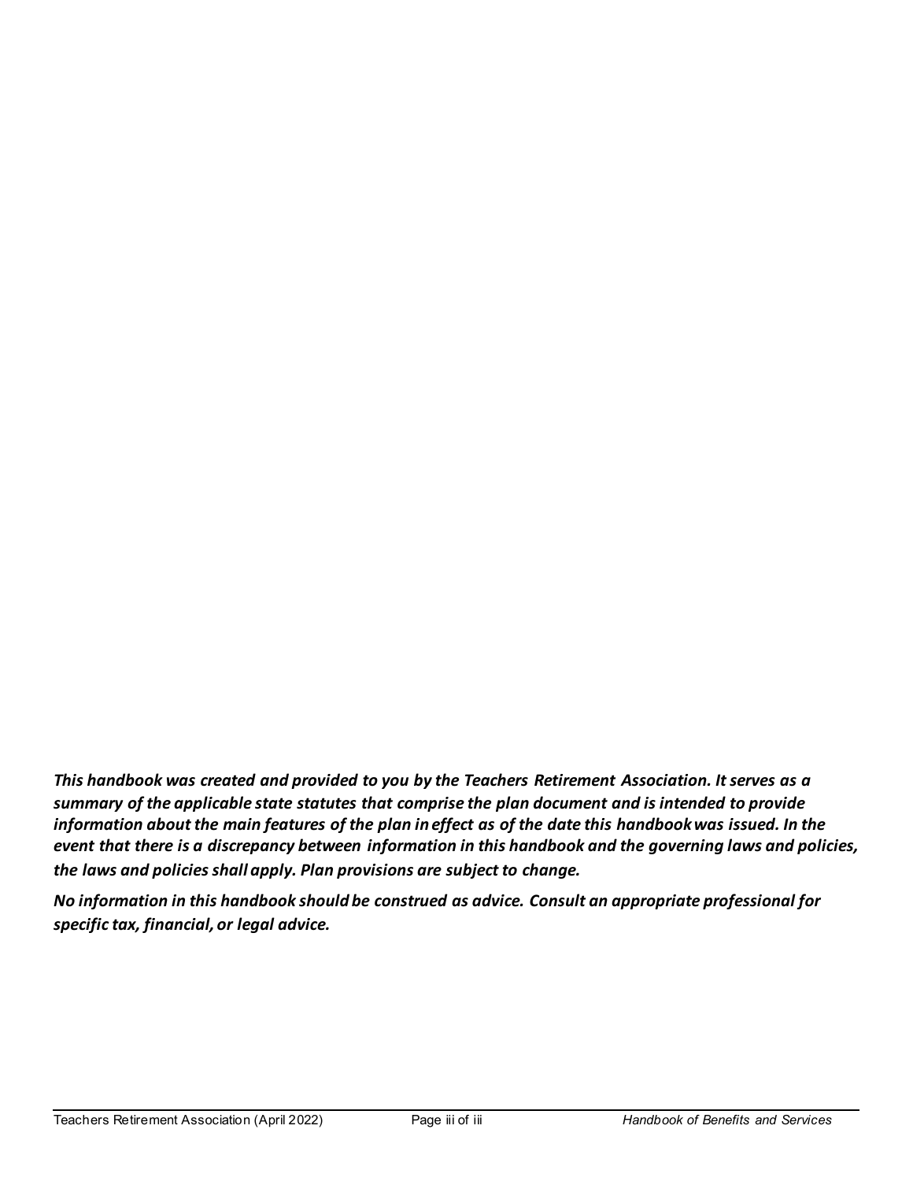***This handbook was created and provided to you by the Teachers Retirement Association. It serves as a summary of the applicable state statutes that comprise the plan document and is intended to provide information about the main features of the plan in effect as of the date this handbook was issued. In the event that there is a discrepancy between information in this handbook and the governing laws and policies, the laws and policies shall apply. Plan provisions are subject to change.***

***No information in this handbook should be construed as advice. Consult an appropriate professional for specific tax, financial, or legal advice.***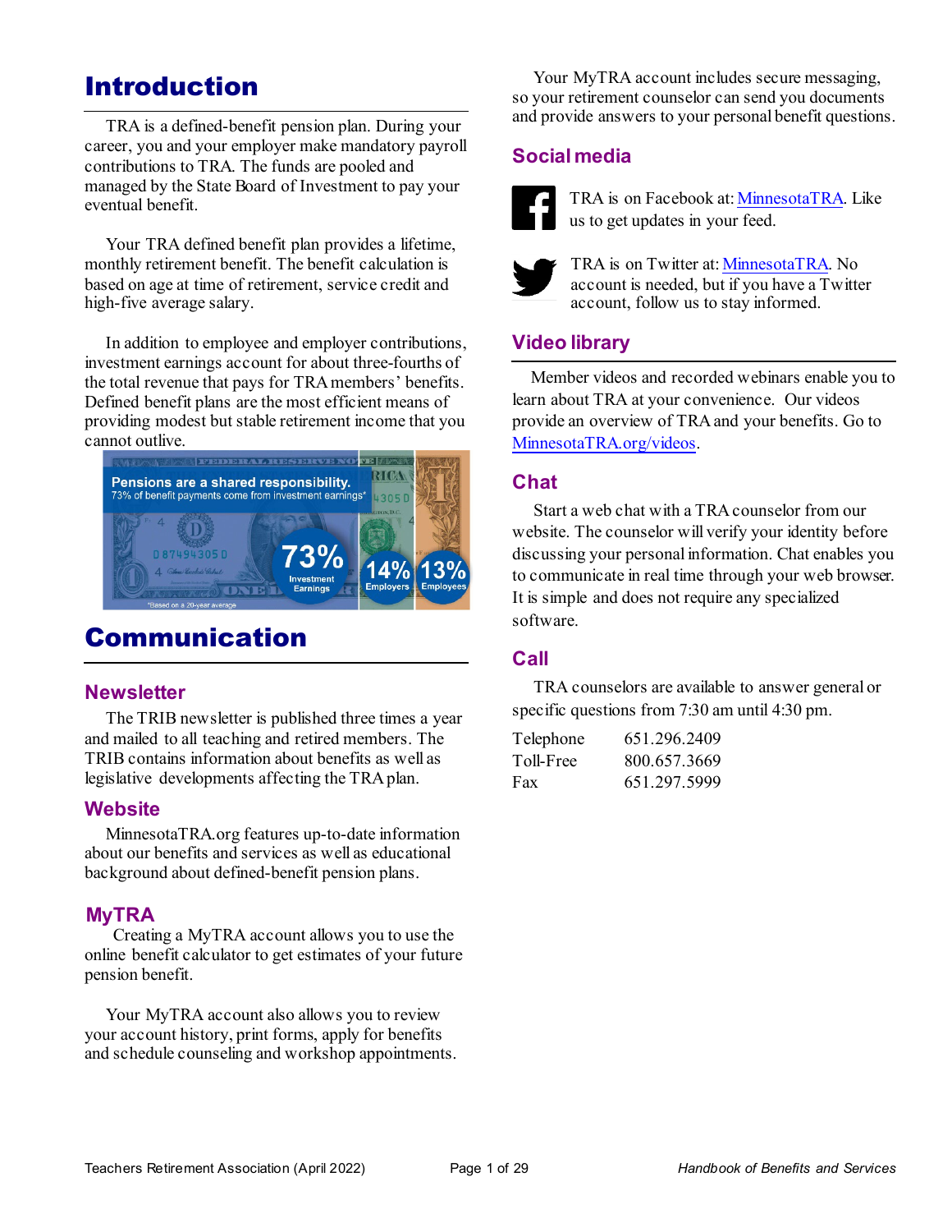# Introduction

TRA is a defined-benefit pension plan. During your career, you and your employer make mandatory payroll contributions to TRA. The funds are pooled and managed by the State Board of Investment to pay your eventual benefit.

Your TRA defined benefit plan provides a lifetime, monthly retirement benefit. The benefit calculation is based on age at time of retirement, service credit and high-five average salary.

In addition to employee and employer contributions, investment earnings account for about three-fourths of the total revenue that pays for TRA members' benefits. Defined benefit plans are the most efficient means of providing modest but stable retirement income that you cannot outlive.

**Pensions are a shared responsibility.**
73% of benefit payments come from investment earnings*

73% Investment Earnings | 14% Employers | 13% Employees

*Based on a 20-year average

# Communication

## Newsletter

The TRIB newsletter is published three times a year and mailed to all teaching and retired members. The TRIB contains information about benefits as well as legislative developments affecting the TRA plan.

## Website

MinnesotaTRA.org features up-to-date information about our benefits and services as well as educational background about defined-benefit pension plans.

## MyTRA

Creating a MyTRA account allows you to use the online benefit calculator to get estimates of your future pension benefit.

Your MyTRA account also allows you to review your account history, print forms, apply for benefits and schedule counseling and workshop appointments.

Your MyTRA account includes secure messaging, so your retirement counselor can send you documents and provide answers to your personal benefit questions.

## Social media

TRA is on Facebook at: MinnesotaTRA. Like us to get updates in your feed.

TRA is on Twitter at: MinnesotaTRA. No account is needed, but if you have a Twitter account, follow us to stay informed.

## Video library

Member videos and recorded webinars enable you to learn about TRA at your convenience. Our videos provide an overview of TRA and your benefits. Go to MinnesotaTRA.org/videos.

## Chat

Start a web chat with a TRA counselor from our website. The counselor will verify your identity before discussing your personal information. Chat enables you to communicate in real time through your web browser. It is simple and does not require any specialized software.

## Call

TRA counselors are available to answer general or specific questions from 7:30 am until 4:30 pm.

| | |
|---|---|
| Telephone | 651.296.2409 |
| Toll-Free | 800.657.3669 |
| Fax | 651.297.5999 |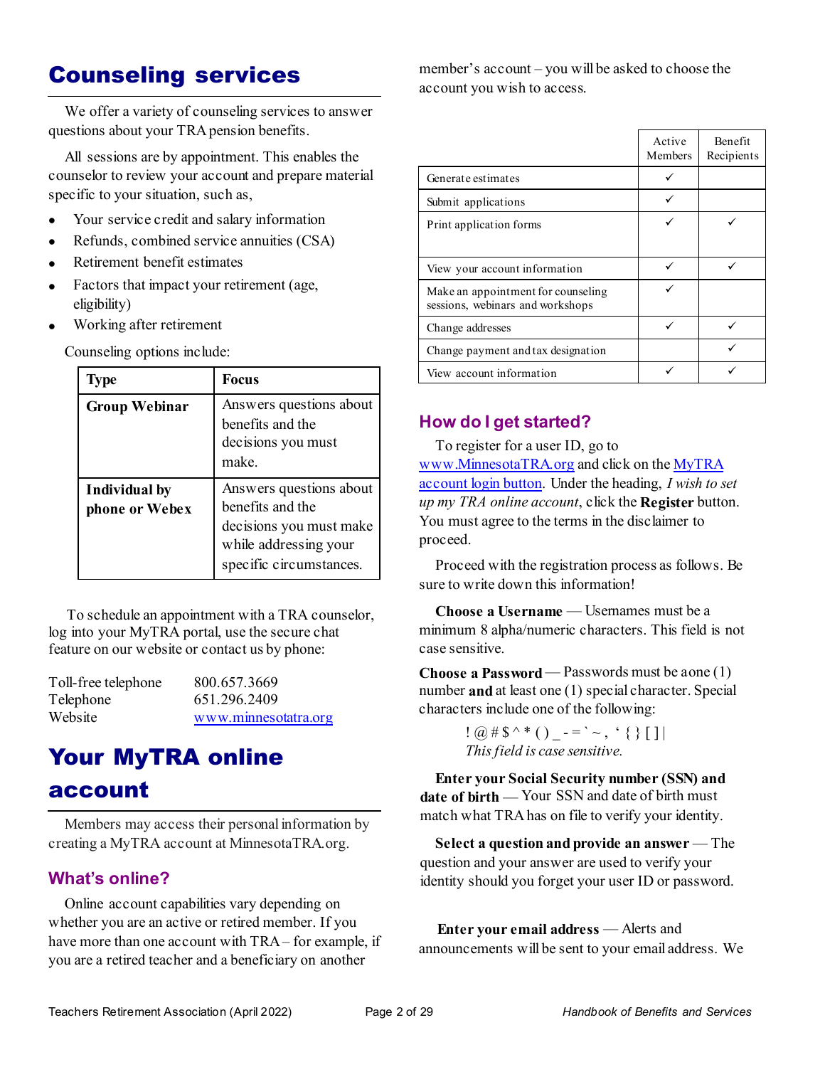# Counseling services

We offer a variety of counseling services to answer questions about your TRA pension benefits.

All sessions are by appointment. This enables the counselor to review your account and prepare material specific to your situation, such as,

- Your service credit and salary information
- Refunds, combined service annuities (CSA)
- Retirement benefit estimates
- Factors that impact your retirement (age, eligibility)
- Working after retirement

Counseling options include:

| Type | Focus |
|---|---|
| **Group Webinar** | Answers questions about benefits and the decisions you must make. |
| **Individual by phone or Webex** | Answers questions about benefits and the decisions you must make while addressing your specific circumstances. |

To schedule an appointment with a TRA counselor, log into your MyTRA portal, use the secure chat feature on our website or contact us by phone:

Toll-free telephone 800.657.3669
Telephone 651.296.2409
Website [www.minnesotatra.org](http://www.minnesotatra.org)

# Your MyTRA online account

Members may access their personal information by creating a MyTRA account at MinnesotaTRA.org.

## What's online?

Online account capabilities vary depending on whether you are an active or retired member. If you have more than one account with TRA – for example, if you are a retired teacher and a beneficiary on another member's account – you will be asked to choose the account you wish to access.

| | Active Members | Benefit Recipients |
|---|---|---|
| Generate estimates | ✓ | |
| Submit applications | ✓ | |
| Print application forms | ✓ | ✓ |
| View your account information | ✓ | ✓ |
| Make an appointment for counseling sessions, webinars and workshops | ✓ | |
| Change addresses | ✓ | ✓ |
| Change payment and tax designation | | ✓ |
| View account information | ✓ | ✓ |

## How do I get started?

To register for a user ID, go to [www.MinnesotaTRA.org](http://www.MinnesotaTRA.org) and click on the MyTRA account login button. Under the heading, *I wish to set up my TRA online account*, click the **Register** button. You must agree to the terms in the disclaimer to proceed.

Proceed with the registration process as follows. Be sure to write down this information!

**Choose a Username** — Usernames must be a minimum 8 alpha/numeric characters. This field is not case sensitive.

**Choose a Password** — Passwords must be a one (1) number **and** at least one (1) special character. Special characters include one of the following:

! @ # $ ^ * ( ) _ - = ` ~ , ' { } [ ] |
*This field is case sensitive.*

**Enter your Social Security number (SSN) and date of birth** — Your SSN and date of birth must match what TRA has on file to verify your identity.

**Select a question and provide an answer** — The question and your answer are used to verify your identity should you forget your user ID or password.

**Enter your email address** — Alerts and announcements will be sent to your email address. We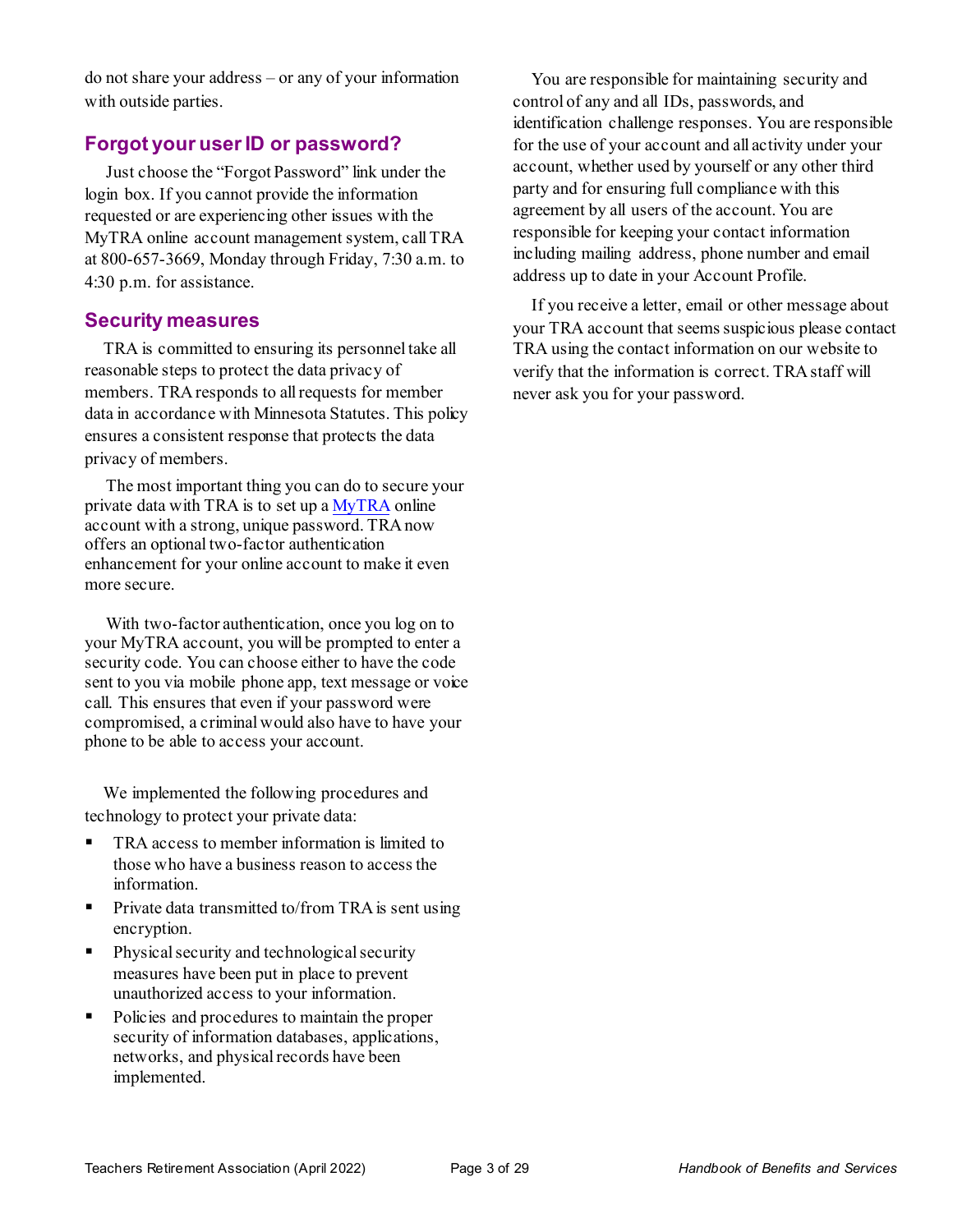do not share your address – or any of your information with outside parties.

## Forgot your user ID or password?

Just choose the "Forgot Password" link under the login box. If you cannot provide the information requested or are experiencing other issues with the MyTRA online account management system, call TRA at 800-657-3669, Monday through Friday, 7:30 a.m. to 4:30 p.m. for assistance.

## Security measures

TRA is committed to ensuring its personnel take all reasonable steps to protect the data privacy of members. TRA responds to all requests for member data in accordance with Minnesota Statutes. This policy ensures a consistent response that protects the data privacy of members.

The most important thing you can do to secure your private data with TRA is to set up a MyTRA online account with a strong, unique password. TRA now offers an optional two-factor authentication enhancement for your online account to make it even more secure.

With two-factor authentication, once you log on to your MyTRA account, you will be prompted to enter a security code. You can choose either to have the code sent to you via mobile phone app, text message or voice call. This ensures that even if your password were compromised, a criminal would also have to have your phone to be able to access your account.

We implemented the following procedures and technology to protect your private data:

- TRA access to member information is limited to those who have a business reason to access the information.
- Private data transmitted to/from TRA is sent using encryption.
- Physical security and technological security measures have been put in place to prevent unauthorized access to your information.
- Policies and procedures to maintain the proper security of information databases, applications, networks, and physical records have been implemented.

You are responsible for maintaining security and control of any and all IDs, passwords, and identification challenge responses. You are responsible for the use of your account and all activity under your account, whether used by yourself or any other third party and for ensuring full compliance with this agreement by all users of the account. You are responsible for keeping your contact information including mailing address, phone number and email address up to date in your Account Profile.

If you receive a letter, email or other message about your TRA account that seems suspicious please contact TRA using the contact information on our website to verify that the information is correct. TRA staff will never ask you for your password.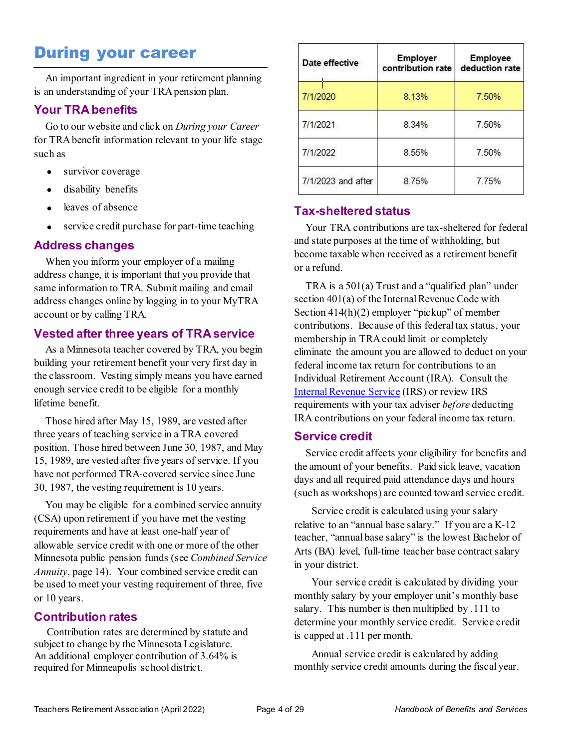# During your career

An important ingredient in your retirement planning is an understanding of your TRA pension plan.

## Your TRA benefits

Go to our website and click on *During your Career* for TRA benefit information relevant to your life stage such as

- survivor coverage
- disability benefits
- leaves of absence
- service credit purchase for part-time teaching

## Address changes

When you inform your employer of a mailing address change, it is important that you provide that same information to TRA. Submit mailing and email address changes online by logging in to your MyTRA account or by calling TRA.

## Vested after three years of TRA service

As a Minnesota teacher covered by TRA, you begin building your retirement benefit your very first day in the classroom. Vesting simply means you have earned enough service credit to be eligible for a monthly lifetime benefit.

Those hired after May 15, 1989, are vested after three years of teaching service in a TRA covered position. Those hired between June 30, 1987, and May 15, 1989, are vested after five years of service. If you have not performed TRA-covered service since June 30, 1987, the vesting requirement is 10 years.

You may be eligible for a combined service annuity (CSA) upon retirement if you have met the vesting requirements and have at least one-half year of allowable service credit with one or more of the other Minnesota public pension funds (see *Combined Service Annuity*, page 14). Your combined service credit can be used to meet your vesting requirement of three, five or 10 years.

## Contribution rates

Contribution rates are determined by statute and subject to change by the Minnesota Legislature. An additional employer contribution of 3.64% is required for Minneapolis school district.

| Date effective | Employer contribution rate | Employee deduction rate |
|---|---|---|
| 7/1/2020 | 8.13% | 7.50% |
| 7/1/2021 | 8.34% | 7.50% |
| 7/1/2022 | 8.55% | 7.50% |
| 7/1/2023 and after | 8.75% | 7.75% |

## Tax-sheltered status

Your TRA contributions are tax-sheltered for federal and state purposes at the time of withholding, but become taxable when received as a retirement benefit or a refund.

TRA is a 501(a) Trust and a "qualified plan" under section 401(a) of the Internal Revenue Code with Section 414(h)(2) employer "pickup" of member contributions. Because of this federal tax status, your membership in TRA could limit or completely eliminate the amount you are allowed to deduct on your federal income tax return for contributions to an Individual Retirement Account (IRA). Consult the Internal Revenue Service (IRS) or review IRS requirements with your tax adviser *before* deducting IRA contributions on your federal income tax return.

## Service credit

Service credit affects your eligibility for benefits and the amount of your benefits. Paid sick leave, vacation days and all required paid attendance days and hours (such as workshops) are counted toward service credit.

Service credit is calculated using your salary relative to an "annual base salary." If you are a K-12 teacher, "annual base salary" is the lowest Bachelor of Arts (BA) level, full-time teacher base contract salary in your district.

Your service credit is calculated by dividing your monthly salary by your employer unit's monthly base salary. This number is then multiplied by .111 to determine your monthly service credit. Service credit is capped at .111 per month.

Annual service credit is calculated by adding monthly service credit amounts during the fiscal year.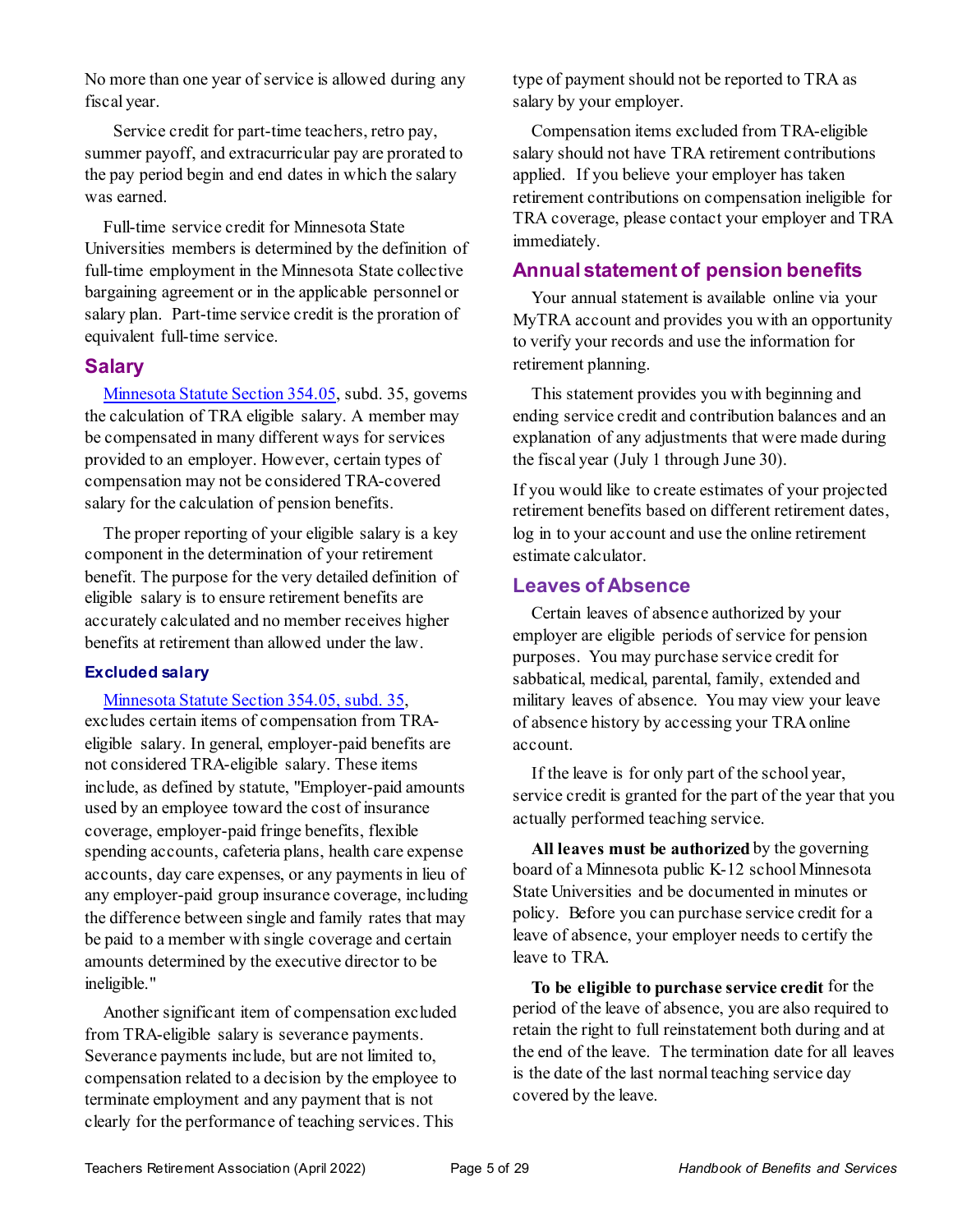No more than one year of service is allowed during any fiscal year.

Service credit for part-time teachers, retro pay, summer payoff, and extracurricular pay are prorated to the pay period begin and end dates in which the salary was earned.

Full-time service credit for Minnesota State Universities members is determined by the definition of full-time employment in the Minnesota State collective bargaining agreement or in the applicable personnel or salary plan. Part-time service credit is the proration of equivalent full-time service.

## Salary

[Minnesota Statute Section 354.05](), subd. 35, governs the calculation of TRA eligible salary. A member may be compensated in many different ways for services provided to an employer. However, certain types of compensation may not be considered TRA-covered salary for the calculation of pension benefits.

The proper reporting of your eligible salary is a key component in the determination of your retirement benefit. The purpose for the very detailed definition of eligible salary is to ensure retirement benefits are accurately calculated and no member receives higher benefits at retirement than allowed under the law.

### Excluded salary

[Minnesota Statute Section 354.05, subd. 35](), excludes certain items of compensation from TRA-eligible salary. In general, employer-paid benefits are not considered TRA-eligible salary. These items include, as defined by statute, "Employer-paid amounts used by an employee toward the cost of insurance coverage, employer-paid fringe benefits, flexible spending accounts, cafeteria plans, health care expense accounts, day care expenses, or any payments in lieu of any employer-paid group insurance coverage, including the difference between single and family rates that may be paid to a member with single coverage and certain amounts determined by the executive director to be ineligible."

Another significant item of compensation excluded from TRA-eligible salary is severance payments. Severance payments include, but are not limited to, compensation related to a decision by the employee to terminate employment and any payment that is not clearly for the performance of teaching services. This type of payment should not be reported to TRA as salary by your employer.

Compensation items excluded from TRA-eligible salary should not have TRA retirement contributions applied. If you believe your employer has taken retirement contributions on compensation ineligible for TRA coverage, please contact your employer and TRA immediately.

## Annual statement of pension benefits

Your annual statement is available online via your MyTRA account and provides you with an opportunity to verify your records and use the information for retirement planning.

This statement provides you with beginning and ending service credit and contribution balances and an explanation of any adjustments that were made during the fiscal year (July 1 through June 30).

If you would like to create estimates of your projected retirement benefits based on different retirement dates, log in to your account and use the online retirement estimate calculator.

## Leaves of Absence

Certain leaves of absence authorized by your employer are eligible periods of service for pension purposes. You may purchase service credit for sabbatical, medical, parental, family, extended and military leaves of absence. You may view your leave of absence history by accessing your TRA online account.

If the leave is for only part of the school year, service credit is granted for the part of the year that you actually performed teaching service.

**All leaves must be authorized** by the governing board of a Minnesota public K-12 school Minnesota State Universities and be documented in minutes or policy. Before you can purchase service credit for a leave of absence, your employer needs to certify the leave to TRA.

**To be eligible to purchase service credit** for the period of the leave of absence, you are also required to retain the right to full reinstatement both during and at the end of the leave. The termination date for all leaves is the date of the last normal teaching service day covered by the leave.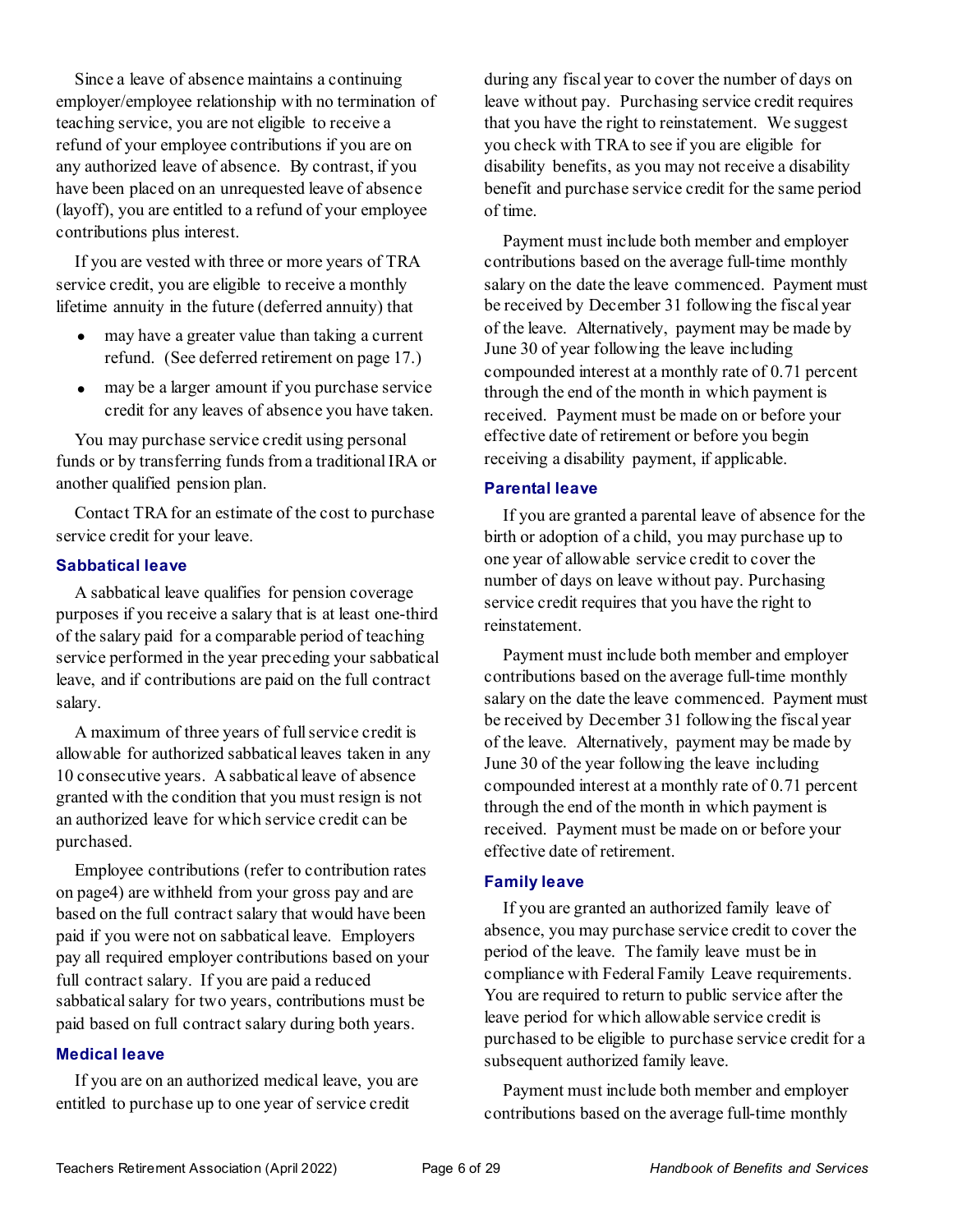Since a leave of absence maintains a continuing employer/employee relationship with no termination of teaching service, you are not eligible to receive a refund of your employee contributions if you are on any authorized leave of absence. By contrast, if you have been placed on an unrequested leave of absence (layoff), you are entitled to a refund of your employee contributions plus interest.

If you are vested with three or more years of TRA service credit, you are eligible to receive a monthly lifetime annuity in the future (deferred annuity) that

- may have a greater value than taking a current refund. (See deferred retirement on page 17.)
- may be a larger amount if you purchase service credit for any leaves of absence you have taken.

You may purchase service credit using personal funds or by transferring funds from a traditional IRA or another qualified pension plan.

Contact TRA for an estimate of the cost to purchase service credit for your leave.

### Sabbatical leave

A sabbatical leave qualifies for pension coverage purposes if you receive a salary that is at least one-third of the salary paid for a comparable period of teaching service performed in the year preceding your sabbatical leave, and if contributions are paid on the full contract salary.

A maximum of three years of full service credit is allowable for authorized sabbatical leaves taken in any 10 consecutive years. A sabbatical leave of absence granted with the condition that you must resign is not an authorized leave for which service credit can be purchased.

Employee contributions (refer to contribution rates on page4) are withheld from your gross pay and are based on the full contract salary that would have been paid if you were not on sabbatical leave. Employers pay all required employer contributions based on your full contract salary. If you are paid a reduced sabbatical salary for two years, contributions must be paid based on full contract salary during both years.

### Medical leave

If you are on an authorized medical leave, you are entitled to purchase up to one year of service credit during any fiscal year to cover the number of days on leave without pay. Purchasing service credit requires that you have the right to reinstatement. We suggest you check with TRA to see if you are eligible for disability benefits, as you may not receive a disability benefit and purchase service credit for the same period of time.

Payment must include both member and employer contributions based on the average full-time monthly salary on the date the leave commenced. Payment must be received by December 31 following the fiscal year of the leave. Alternatively, payment may be made by June 30 of year following the leave including compounded interest at a monthly rate of 0.71 percent through the end of the month in which payment is received. Payment must be made on or before your effective date of retirement or before you begin receiving a disability payment, if applicable.

### Parental leave

If you are granted a parental leave of absence for the birth or adoption of a child, you may purchase up to one year of allowable service credit to cover the number of days on leave without pay. Purchasing service credit requires that you have the right to reinstatement.

Payment must include both member and employer contributions based on the average full-time monthly salary on the date the leave commenced. Payment must be received by December 31 following the fiscal year of the leave. Alternatively, payment may be made by June 30 of the year following the leave including compounded interest at a monthly rate of 0.71 percent through the end of the month in which payment is received. Payment must be made on or before your effective date of retirement.

### Family leave

If you are granted an authorized family leave of absence, you may purchase service credit to cover the period of the leave. The family leave must be in compliance with Federal Family Leave requirements. You are required to return to public service after the leave period for which allowable service credit is purchased to be eligible to purchase service credit for a subsequent authorized family leave.

Payment must include both member and employer contributions based on the average full-time monthly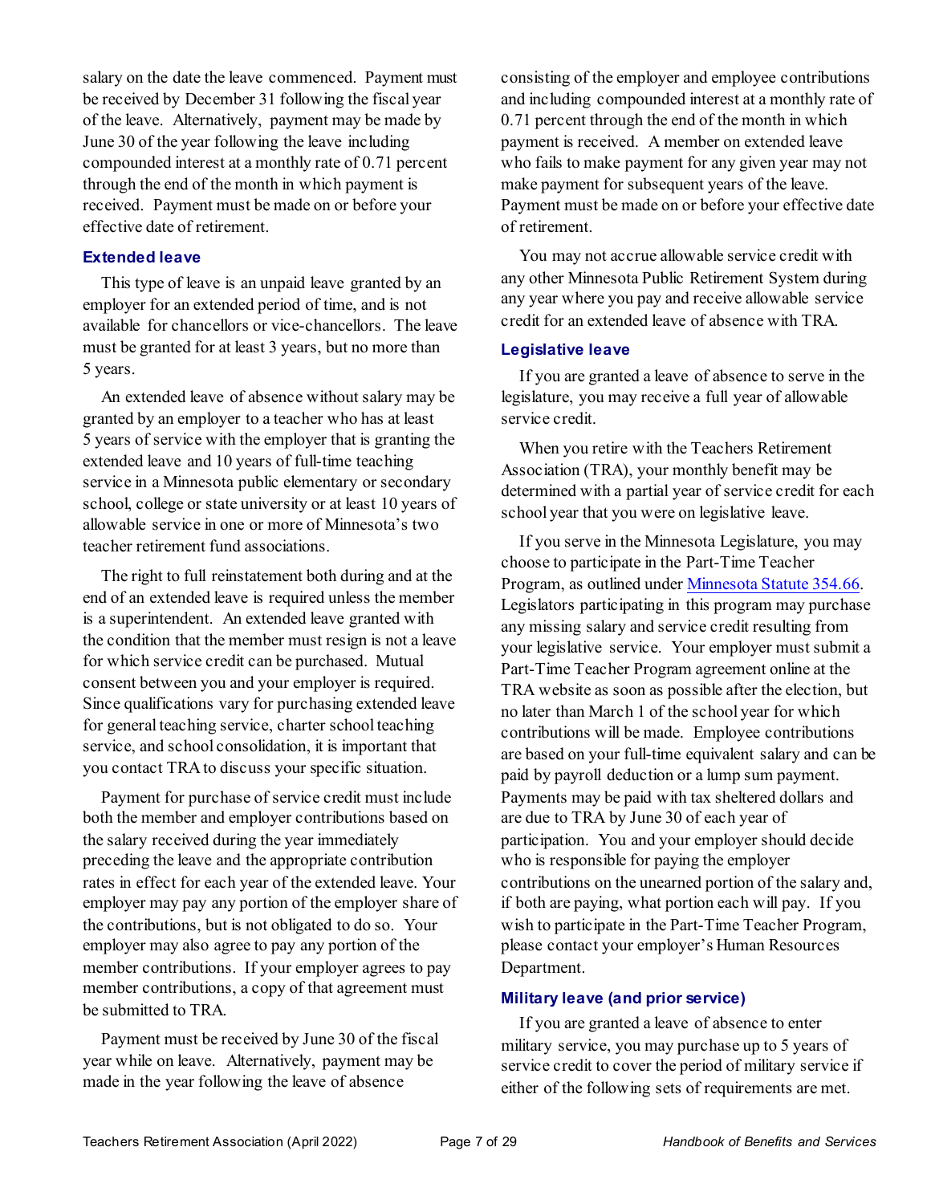salary on the date the leave commenced. Payment must be received by December 31 following the fiscal year of the leave. Alternatively, payment may be made by June 30 of the year following the leave including compounded interest at a monthly rate of 0.71 percent through the end of the month in which payment is received. Payment must be made on or before your effective date of retirement.

### Extended leave

This type of leave is an unpaid leave granted by an employer for an extended period of time, and is not available for chancellors or vice-chancellors. The leave must be granted for at least 3 years, but no more than 5 years.

An extended leave of absence without salary may be granted by an employer to a teacher who has at least 5 years of service with the employer that is granting the extended leave and 10 years of full-time teaching service in a Minnesota public elementary or secondary school, college or state university or at least 10 years of allowable service in one or more of Minnesota's two teacher retirement fund associations.

The right to full reinstatement both during and at the end of an extended leave is required unless the member is a superintendent. An extended leave granted with the condition that the member must resign is not a leave for which service credit can be purchased. Mutual consent between you and your employer is required. Since qualifications vary for purchasing extended leave for general teaching service, charter school teaching service, and school consolidation, it is important that you contact TRA to discuss your specific situation.

Payment for purchase of service credit must include both the member and employer contributions based on the salary received during the year immediately preceding the leave and the appropriate contribution rates in effect for each year of the extended leave. Your employer may pay any portion of the employer share of the contributions, but is not obligated to do so. Your employer may also agree to pay any portion of the member contributions. If your employer agrees to pay member contributions, a copy of that agreement must be submitted to TRA.

Payment must be received by June 30 of the fiscal year while on leave. Alternatively, payment may be made in the year following the leave of absence consisting of the employer and employee contributions and including compounded interest at a monthly rate of 0.71 percent through the end of the month in which payment is received. A member on extended leave who fails to make payment for any given year may not make payment for subsequent years of the leave. Payment must be made on or before your effective date of retirement.

You may not accrue allowable service credit with any other Minnesota Public Retirement System during any year where you pay and receive allowable service credit for an extended leave of absence with TRA.

### Legislative leave

If you are granted a leave of absence to serve in the legislature, you may receive a full year of allowable service credit.

When you retire with the Teachers Retirement Association (TRA), your monthly benefit may be determined with a partial year of service credit for each school year that you were on legislative leave.

If you serve in the Minnesota Legislature, you may choose to participate in the Part-Time Teacher Program, as outlined under Minnesota Statute 354.66. Legislators participating in this program may purchase any missing salary and service credit resulting from your legislative service. Your employer must submit a Part-Time Teacher Program agreement online at the TRA website as soon as possible after the election, but no later than March 1 of the school year for which contributions will be made. Employee contributions are based on your full-time equivalent salary and can be paid by payroll deduction or a lump sum payment. Payments may be paid with tax sheltered dollars and are due to TRA by June 30 of each year of participation. You and your employer should decide who is responsible for paying the employer contributions on the unearned portion of the salary and, if both are paying, what portion each will pay. If you wish to participate in the Part-Time Teacher Program, please contact your employer's Human Resources Department.

### Military leave (and prior service)

If you are granted a leave of absence to enter military service, you may purchase up to 5 years of service credit to cover the period of military service if either of the following sets of requirements are met.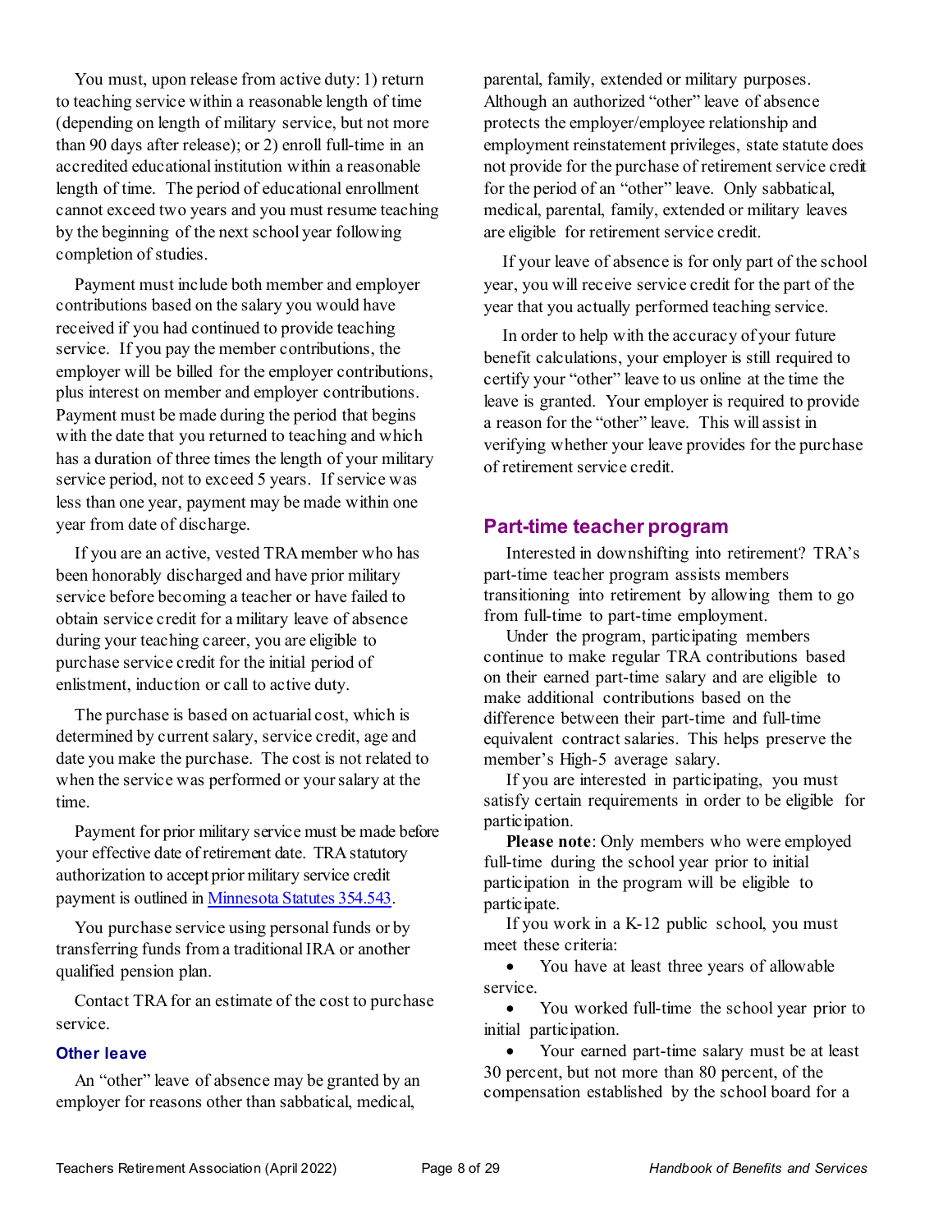You must, upon release from active duty: 1) return to teaching service within a reasonable length of time (depending on length of military service, but not more than 90 days after release); or 2) enroll full-time in an accredited educational institution within a reasonable length of time. The period of educational enrollment cannot exceed two years and you must resume teaching by the beginning of the next school year following completion of studies.

Payment must include both member and employer contributions based on the salary you would have received if you had continued to provide teaching service. If you pay the member contributions, the employer will be billed for the employer contributions, plus interest on member and employer contributions. Payment must be made during the period that begins with the date that you returned to teaching and which has a duration of three times the length of your military service period, not to exceed 5 years. If service was less than one year, payment may be made within one year from date of discharge.

If you are an active, vested TRA member who has been honorably discharged and have prior military service before becoming a teacher or have failed to obtain service credit for a military leave of absence during your teaching career, you are eligible to purchase service credit for the initial period of enlistment, induction or call to active duty.

The purchase is based on actuarial cost, which is determined by current salary, service credit, age and date you make the purchase. The cost is not related to when the service was performed or your salary at the time.

Payment for prior military service must be made before your effective date of retirement date. TRA statutory authorization to accept prior military service credit payment is outlined in [Minnesota Statutes 354.543](Minnesota Statutes 354.543).

You purchase service using personal funds or by transferring funds from a traditional IRA or another qualified pension plan.

Contact TRA for an estimate of the cost to purchase service.

### Other leave

An "other" leave of absence may be granted by an employer for reasons other than sabbatical, medical, parental, family, extended or military purposes. Although an authorized "other" leave of absence protects the employer/employee relationship and employment reinstatement privileges, state statute does not provide for the purchase of retirement service credit for the period of an "other" leave. Only sabbatical, medical, parental, family, extended or military leaves are eligible for retirement service credit.

If your leave of absence is for only part of the school year, you will receive service credit for the part of the year that you actually performed teaching service.

In order to help with the accuracy of your future benefit calculations, your employer is still required to certify your "other" leave to us online at the time the leave is granted. Your employer is required to provide a reason for the "other" leave. This will assist in verifying whether your leave provides for the purchase of retirement service credit.

## Part-time teacher program

Interested in downshifting into retirement? TRA's part-time teacher program assists members transitioning into retirement by allowing them to go from full-time to part-time employment.

Under the program, participating members continue to make regular TRA contributions based on their earned part-time salary and are eligible to make additional contributions based on the difference between their part-time and full-time equivalent contract salaries. This helps preserve the member's High-5 average salary.

If you are interested in participating, you must satisfy certain requirements in order to be eligible for participation.

**Please note**: Only members who were employed full-time during the school year prior to initial participation in the program will be eligible to participate.

If you work in a K-12 public school, you must meet these criteria:

- You have at least three years of allowable service.
- You worked full-time the school year prior to initial participation.
- Your earned part-time salary must be at least 30 percent, but not more than 80 percent, of the compensation established by the school board for a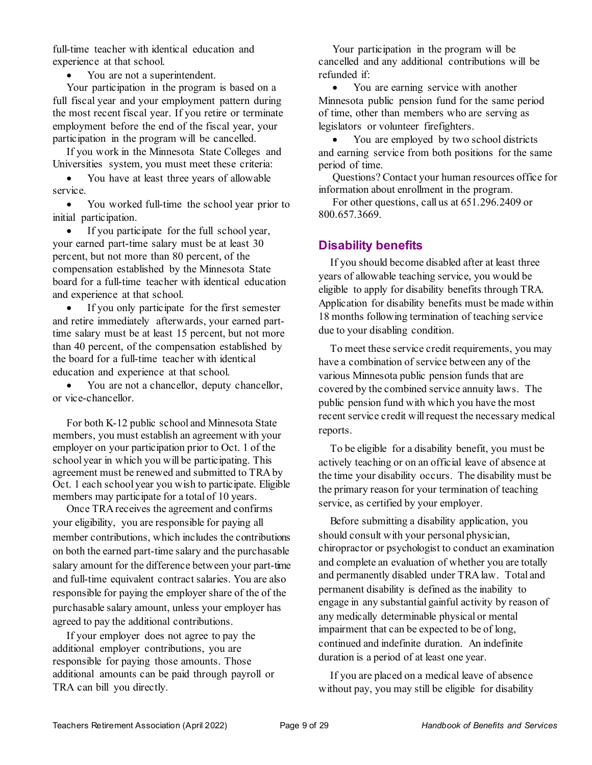full-time teacher with identical education and experience at that school.

- You are not a superintendent.

Your participation in the program is based on a full fiscal year and your employment pattern during the most recent fiscal year. If you retire or terminate employment before the end of the fiscal year, your participation in the program will be cancelled.

If you work in the Minnesota State Colleges and Universities system, you must meet these criteria:

- You have at least three years of allowable service.
- You worked full-time the school year prior to initial participation.
- If you participate for the full school year, your earned part-time salary must be at least 30 percent, but not more than 80 percent, of the compensation established by the Minnesota State board for a full-time teacher with identical education and experience at that school.
- If you only participate for the first semester and retire immediately afterwards, your earned part-time salary must be at least 15 percent, but not more than 40 percent, of the compensation established by the board for a full-time teacher with identical education and experience at that school.
- You are not a chancellor, deputy chancellor, or vice-chancellor.

For both K-12 public school and Minnesota State members, you must establish an agreement with your employer on your participation prior to Oct. 1 of the school year in which you will be participating. This agreement must be renewed and submitted to TRA by Oct. 1 each school year you wish to participate. Eligible members may participate for a total of 10 years.

Once TRA receives the agreement and confirms your eligibility, you are responsible for paying all member contributions, which includes the contributions on both the earned part-time salary and the purchasable salary amount for the difference between your part-time and full-time equivalent contract salaries. You are also responsible for paying the employer share of the of the purchasable salary amount, unless your employer has agreed to pay the additional contributions.

If your employer does not agree to pay the additional employer contributions, you are responsible for paying those amounts. Those additional amounts can be paid through payroll or TRA can bill you directly.

Your participation in the program will be cancelled and any additional contributions will be refunded if:

- You are earning service with another Minnesota public pension fund for the same period of time, other than members who are serving as legislators or volunteer firefighters.
- You are employed by two school districts and earning service from both positions for the same period of time.

Questions? Contact your human resources office for information about enrollment in the program.

For other questions, call us at 651.296.2409 or 800.657.3669.

## Disability benefits

If you should become disabled after at least three years of allowable teaching service, you would be eligible to apply for disability benefits through TRA. Application for disability benefits must be made within 18 months following termination of teaching service due to your disabling condition.

To meet these service credit requirements, you may have a combination of service between any of the various Minnesota public pension funds that are covered by the combined service annuity laws. The public pension fund with which you have the most recent service credit will request the necessary medical reports.

To be eligible for a disability benefit, you must be actively teaching or on an official leave of absence at the time your disability occurs. The disability must be the primary reason for your termination of teaching service, as certified by your employer.

Before submitting a disability application, you should consult with your personal physician, chiropractor or psychologist to conduct an examination and complete an evaluation of whether you are totally and permanently disabled under TRA law. Total and permanent disability is defined as the inability to engage in any substantial gainful activity by reason of any medically determinable physical or mental impairment that can be expected to be of long, continued and indefinite duration. An indefinite duration is a period of at least one year.

If you are placed on a medical leave of absence without pay, you may still be eligible for disability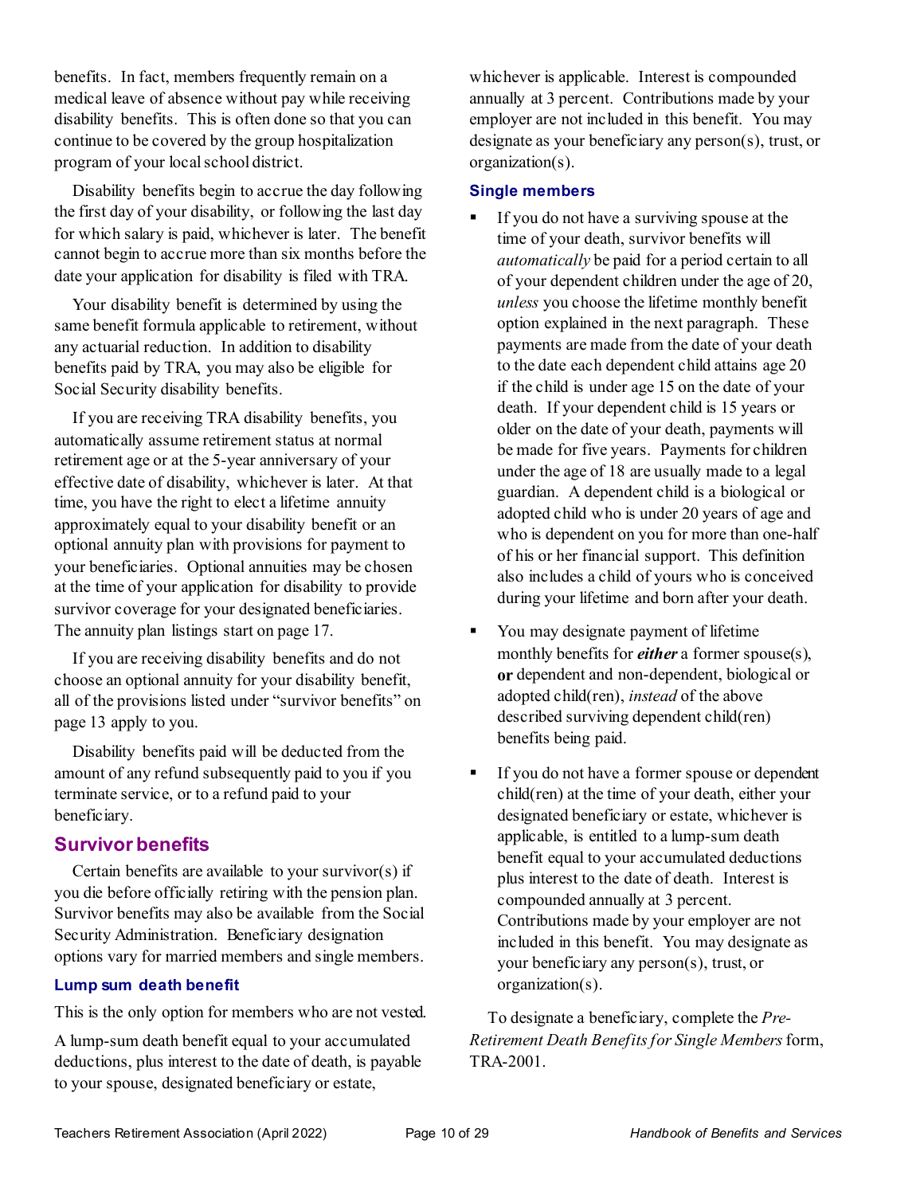benefits. In fact, members frequently remain on a medical leave of absence without pay while receiving disability benefits. This is often done so that you can continue to be covered by the group hospitalization program of your local school district.

Disability benefits begin to accrue the day following the first day of your disability, or following the last day for which salary is paid, whichever is later. The benefit cannot begin to accrue more than six months before the date your application for disability is filed with TRA.

Your disability benefit is determined by using the same benefit formula applicable to retirement, without any actuarial reduction. In addition to disability benefits paid by TRA, you may also be eligible for Social Security disability benefits.

If you are receiving TRA disability benefits, you automatically assume retirement status at normal retirement age or at the 5-year anniversary of your effective date of disability, whichever is later. At that time, you have the right to elect a lifetime annuity approximately equal to your disability benefit or an optional annuity plan with provisions for payment to your beneficiaries. Optional annuities may be chosen at the time of your application for disability to provide survivor coverage for your designated beneficiaries. The annuity plan listings start on page 17.

If you are receiving disability benefits and do not choose an optional annuity for your disability benefit, all of the provisions listed under "survivor benefits" on page 13 apply to you.

Disability benefits paid will be deducted from the amount of any refund subsequently paid to you if you terminate service, or to a refund paid to your beneficiary.

## Survivor benefits

Certain benefits are available to your survivor(s) if you die before officially retiring with the pension plan. Survivor benefits may also be available from the Social Security Administration. Beneficiary designation options vary for married members and single members.

### Lump sum death benefit

This is the only option for members who are not vested.

A lump-sum death benefit equal to your accumulated deductions, plus interest to the date of death, is payable to your spouse, designated beneficiary or estate, whichever is applicable. Interest is compounded annually at 3 percent. Contributions made by your employer are not included in this benefit. You may designate as your beneficiary any person(s), trust, or organization(s).

### Single members

- If you do not have a surviving spouse at the time of your death, survivor benefits will *automatically* be paid for a period certain to all of your dependent children under the age of 20, *unless* you choose the lifetime monthly benefit option explained in the next paragraph. These payments are made from the date of your death to the date each dependent child attains age 20 if the child is under age 15 on the date of your death. If your dependent child is 15 years or older on the date of your death, payments will be made for five years. Payments for children under the age of 18 are usually made to a legal guardian. A dependent child is a biological or adopted child who is under 20 years of age and who is dependent on you for more than one-half of his or her financial support. This definition also includes a child of yours who is conceived during your lifetime and born after your death.

- You may designate payment of lifetime monthly benefits for ***either*** a former spouse(s), **or** dependent and non-dependent, biological or adopted child(ren), *instead* of the above described surviving dependent child(ren) benefits being paid.

- If you do not have a former spouse or dependent child(ren) at the time of your death, either your designated beneficiary or estate, whichever is applicable, is entitled to a lump-sum death benefit equal to your accumulated deductions plus interest to the date of death. Interest is compounded annually at 3 percent. Contributions made by your employer are not included in this benefit. You may designate as your beneficiary any person(s), trust, or organization(s).

To designate a beneficiary, complete the *Pre-Retirement Death Benefits for Single Members* form, TRA-2001.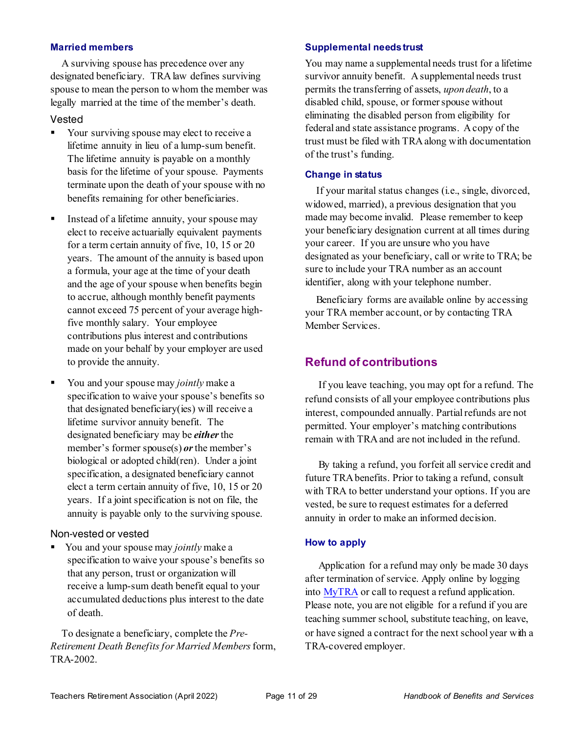### Married members

A surviving spouse has precedence over any designated beneficiary. TRA law defines surviving spouse to mean the person to whom the member was legally married at the time of the member's death.

#### Vested

- Your surviving spouse may elect to receive a lifetime annuity in lieu of a lump-sum benefit. The lifetime annuity is payable on a monthly basis for the lifetime of your spouse. Payments terminate upon the death of your spouse with no benefits remaining for other beneficiaries.
- Instead of a lifetime annuity, your spouse may elect to receive actuarially equivalent payments for a term certain annuity of five, 10, 15 or 20 years. The amount of the annuity is based upon a formula, your age at the time of your death and the age of your spouse when benefits begin to accrue, although monthly benefit payments cannot exceed 75 percent of your average high-five monthly salary. Your employee contributions plus interest and contributions made on your behalf by your employer are used to provide the annuity.
- You and your spouse may *jointly* make a specification to waive your spouse's benefits so that designated beneficiary(ies) will receive a lifetime survivor annuity benefit. The designated beneficiary may be ***either*** the member's former spouse(s) ***or*** the member's biological or adopted child(ren). Under a joint specification, a designated beneficiary cannot elect a term certain annuity of five, 10, 15 or 20 years. If a joint specification is not on file, the annuity is payable only to the surviving spouse.

#### Non-vested or vested

- You and your spouse may *jointly* make a specification to waive your spouse's benefits so that any person, trust or organization will receive a lump-sum death benefit equal to your accumulated deductions plus interest to the date of death.

To designate a beneficiary, complete the *Pre-Retirement Death Benefits for Married Members* form, TRA-2002.

### Supplemental needs trust

You may name a supplemental needs trust for a lifetime survivor annuity benefit. A supplemental needs trust permits the transferring of assets, *upon death*, to a disabled child, spouse, or former spouse without eliminating the disabled person from eligibility for federal and state assistance programs. A copy of the trust must be filed with TRA along with documentation of the trust's funding.

### Change in status

If your marital status changes (i.e., single, divorced, widowed, married), a previous designation that you made may become invalid. Please remember to keep your beneficiary designation current at all times during your career. If you are unsure who you have designated as your beneficiary, call or write to TRA; be sure to include your TRA number as an account identifier, along with your telephone number.

Beneficiary forms are available online by accessing your TRA member account, or by contacting TRA Member Services.

## Refund of contributions

If you leave teaching, you may opt for a refund. The refund consists of all your employee contributions plus interest, compounded annually. Partial refunds are not permitted. Your employer's matching contributions remain with TRA and are not included in the refund.

By taking a refund, you forfeit all service credit and future TRA benefits. Prior to taking a refund, consult with TRA to better understand your options. If you are vested, be sure to request estimates for a deferred annuity in order to make an informed decision.

### How to apply

Application for a refund may only be made 30 days after termination of service. Apply online by logging into MyTRA or call to request a refund application. Please note, you are not eligible for a refund if you are teaching summer school, substitute teaching, on leave, or have signed a contract for the next school year with a TRA-covered employer.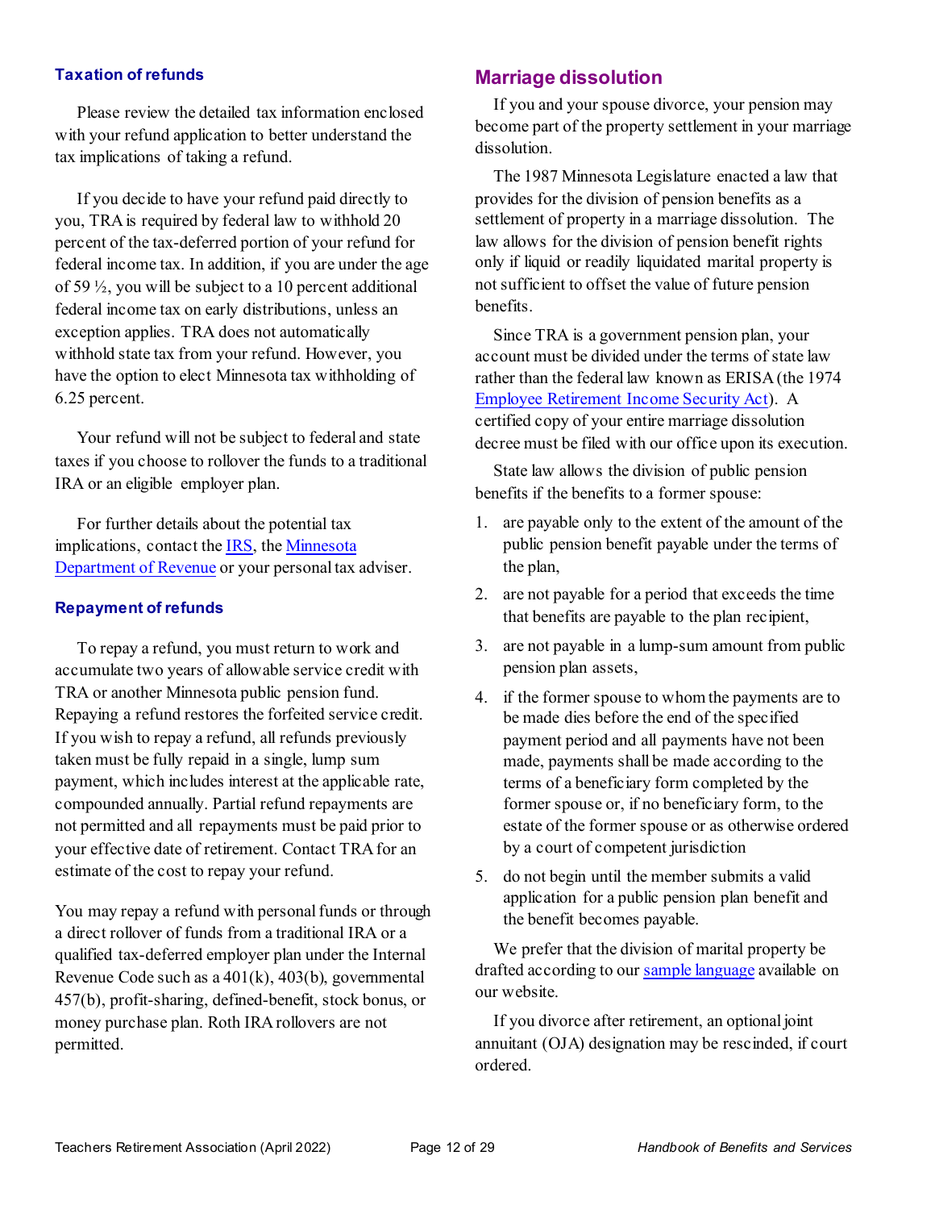### Taxation of refunds

Please review the detailed tax information enclosed with your refund application to better understand the tax implications of taking a refund.

If you decide to have your refund paid directly to you, TRA is required by federal law to withhold 20 percent of the tax-deferred portion of your refund for federal income tax. In addition, if you are under the age of 59 ½, you will be subject to a 10 percent additional federal income tax on early distributions, unless an exception applies. TRA does not automatically withhold state tax from your refund. However, you have the option to elect Minnesota tax withholding of 6.25 percent.

Your refund will not be subject to federal and state taxes if you choose to rollover the funds to a traditional IRA or an eligible employer plan.

For further details about the potential tax implications, contact the IRS, the Minnesota Department of Revenue or your personal tax adviser.

### Repayment of refunds

To repay a refund, you must return to work and accumulate two years of allowable service credit with TRA or another Minnesota public pension fund. Repaying a refund restores the forfeited service credit. If you wish to repay a refund, all refunds previously taken must be fully repaid in a single, lump sum payment, which includes interest at the applicable rate, compounded annually. Partial refund repayments are not permitted and all repayments must be paid prior to your effective date of retirement. Contact TRA for an estimate of the cost to repay your refund.

You may repay a refund with personal funds or through a direct rollover of funds from a traditional IRA or a qualified tax-deferred employer plan under the Internal Revenue Code such as a 401(k), 403(b), governmental 457(b), profit-sharing, defined-benefit, stock bonus, or money purchase plan. Roth IRA rollovers are not permitted.

## Marriage dissolution

If you and your spouse divorce, your pension may become part of the property settlement in your marriage dissolution.

The 1987 Minnesota Legislature enacted a law that provides for the division of pension benefits as a settlement of property in a marriage dissolution. The law allows for the division of pension benefit rights only if liquid or readily liquidated marital property is not sufficient to offset the value of future pension benefits.

Since TRA is a government pension plan, your account must be divided under the terms of state law rather than the federal law known as ERISA (the 1974 Employee Retirement Income Security Act). A certified copy of your entire marriage dissolution decree must be filed with our office upon its execution.

State law allows the division of public pension benefits if the benefits to a former spouse:

1. are payable only to the extent of the amount of the public pension benefit payable under the terms of the plan,
2. are not payable for a period that exceeds the time that benefits are payable to the plan recipient,
3. are not payable in a lump-sum amount from public pension plan assets,
4. if the former spouse to whom the payments are to be made dies before the end of the specified payment period and all payments have not been made, payments shall be made according to the terms of a beneficiary form completed by the former spouse or, if no beneficiary form, to the estate of the former spouse or as otherwise ordered by a court of competent jurisdiction
5. do not begin until the member submits a valid application for a public pension plan benefit and the benefit becomes payable.

We prefer that the division of marital property be drafted according to our sample language available on our website.

If you divorce after retirement, an optional joint annuitant (OJA) designation may be rescinded, if court ordered.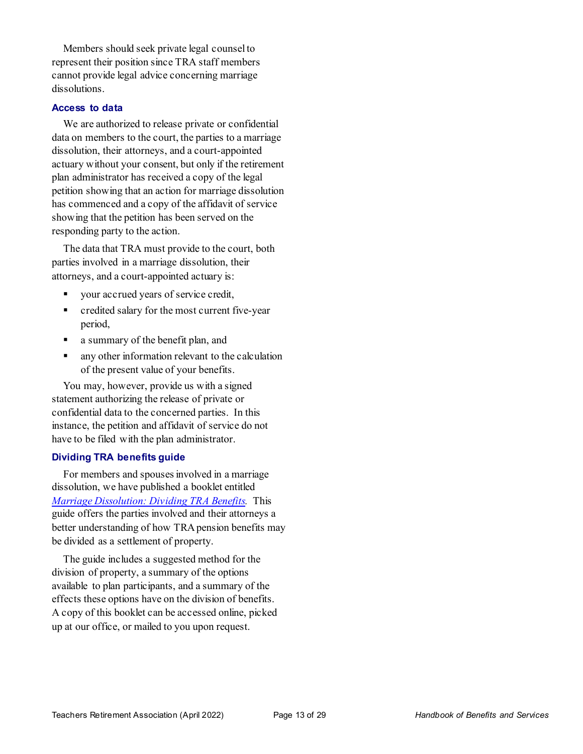Members should seek private legal counsel to represent their position since TRA staff members cannot provide legal advice concerning marriage dissolutions.

### Access to data

We are authorized to release private or confidential data on members to the court, the parties to a marriage dissolution, their attorneys, and a court-appointed actuary without your consent, but only if the retirement plan administrator has received a copy of the legal petition showing that an action for marriage dissolution has commenced and a copy of the affidavit of service showing that the petition has been served on the responding party to the action.

The data that TRA must provide to the court, both parties involved in a marriage dissolution, their attorneys, and a court-appointed actuary is:

- your accrued years of service credit,
- credited salary for the most current five-year period,
- a summary of the benefit plan, and
- any other information relevant to the calculation of the present value of your benefits.

You may, however, provide us with a signed statement authorizing the release of private or confidential data to the concerned parties. In this instance, the petition and affidavit of service do not have to be filed with the plan administrator.

### Dividing TRA benefits guide

For members and spouses involved in a marriage dissolution, we have published a booklet entitled *Marriage Dissolution: Dividing TRA Benefits*. This guide offers the parties involved and their attorneys a better understanding of how TRA pension benefits may be divided as a settlement of property.

The guide includes a suggested method for the division of property, a summary of the options available to plan participants, and a summary of the effects these options have on the division of benefits. A copy of this booklet can be accessed online, picked up at our office, or mailed to you upon request.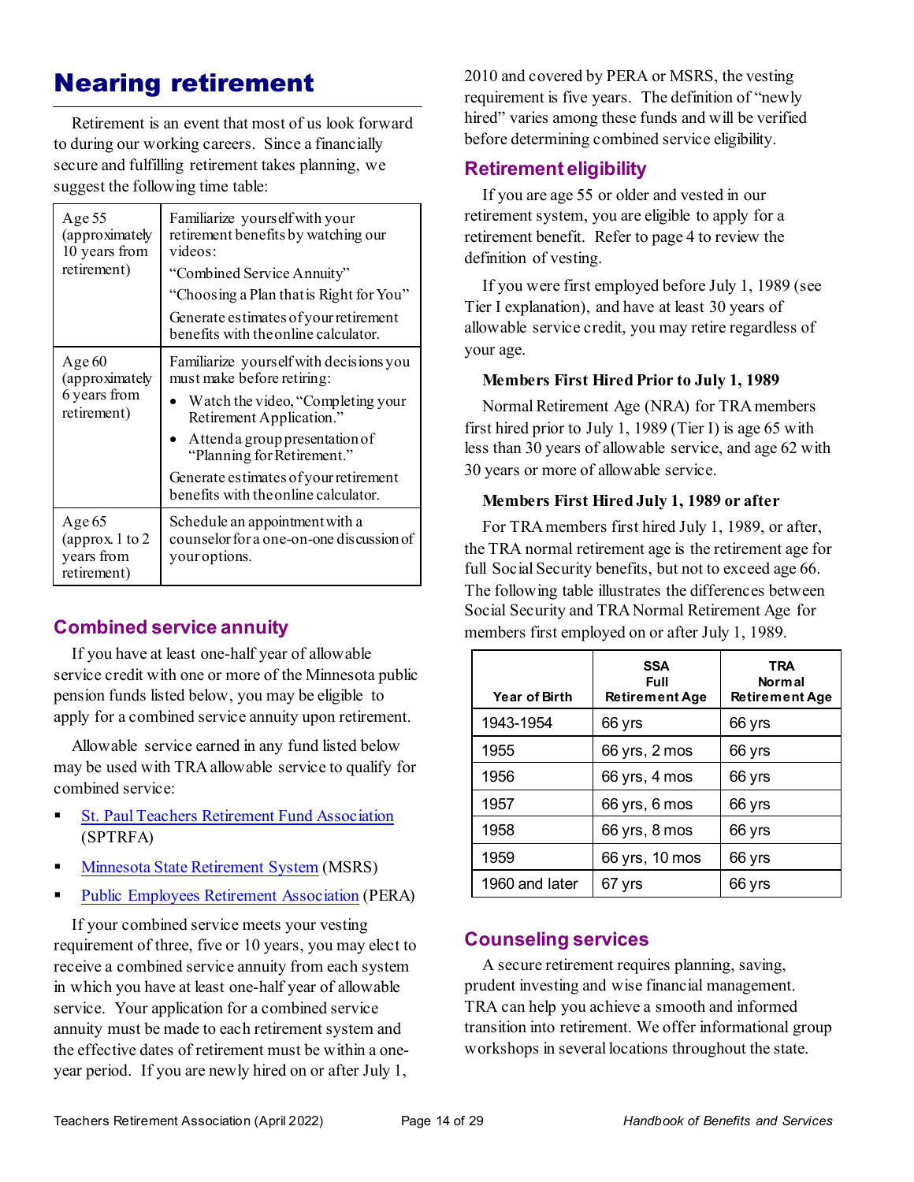# Nearing retirement

Retirement is an event that most of us look forward to during our working careers. Since a financially secure and fulfilling retirement takes planning, we suggest the following time table:

| | |
|---|---|
| Age 55 (approximately 10 years from retirement) | Familiarize yourself with your retirement benefits by watching our videos:<br>"Combined Service Annuity"<br>"Choosing a Plan that is Right for You"<br>Generate estimates of your retirement benefits with the online calculator. |
| Age 60 (approximately 6 years from retirement) | Familiarize yourself with decisions you must make before retiring:<br>• Watch the video, "Completing your Retirement Application."<br>• Attend a group presentation of "Planning for Retirement."<br>Generate estimates of your retirement benefits with the online calculator. |
| Age 65 (approx. 1 to 2 years from retirement) | Schedule an appointment with a counselor for a one-on-one discussion of your options. |

## Combined service annuity

If you have at least one-half year of allowable service credit with one or more of the Minnesota public pension funds listed below, you may be eligible to apply for a combined service annuity upon retirement.

Allowable service earned in any fund listed below may be used with TRA allowable service to qualify for combined service:

- St. Paul Teachers Retirement Fund Association (SPTRFA)
- Minnesota State Retirement System (MSRS)
- Public Employees Retirement Association (PERA)

If your combined service meets your vesting requirement of three, five or 10 years, you may elect to receive a combined service annuity from each system in which you have at least one-half year of allowable service. Your application for a combined service annuity must be made to each retirement system and the effective dates of retirement must be within a one-year period. If you are newly hired on or after July 1, 2010 and covered by PERA or MSRS, the vesting requirement is five years. The definition of "newly hired" varies among these funds and will be verified before determining combined service eligibility.

## Retirement eligibility

If you are age 55 or older and vested in our retirement system, you are eligible to apply for a retirement benefit. Refer to page 4 to review the definition of vesting.

If you were first employed before July 1, 1989 (see Tier I explanation), and have at least 30 years of allowable service credit, you may retire regardless of your age.

### Members First Hired Prior to July 1, 1989

Normal Retirement Age (NRA) for TRA members first hired prior to July 1, 1989 (Tier I) is age 65 with less than 30 years of allowable service, and age 62 with 30 years or more of allowable service.

### Members First Hired July 1, 1989 or after

For TRA members first hired July 1, 1989, or after, the TRA normal retirement age is the retirement age for full Social Security benefits, but not to exceed age 66. The following table illustrates the differences between Social Security and TRA Normal Retirement Age for members first employed on or after July 1, 1989.

| Year of Birth | SSA Full Retirement Age | TRA Normal Retirement Age |
|---|---|---|
| 1943-1954 | 66 yrs | 66 yrs |
| 1955 | 66 yrs, 2 mos | 66 yrs |
| 1956 | 66 yrs, 4 mos | 66 yrs |
| 1957 | 66 yrs, 6 mos | 66 yrs |
| 1958 | 66 yrs, 8 mos | 66 yrs |
| 1959 | 66 yrs, 10 mos | 66 yrs |
| 1960 and later | 67 yrs | 66 yrs |

## Counseling services

A secure retirement requires planning, saving, prudent investing and wise financial management. TRA can help you achieve a smooth and informed transition into retirement. We offer informational group workshops in several locations throughout the state.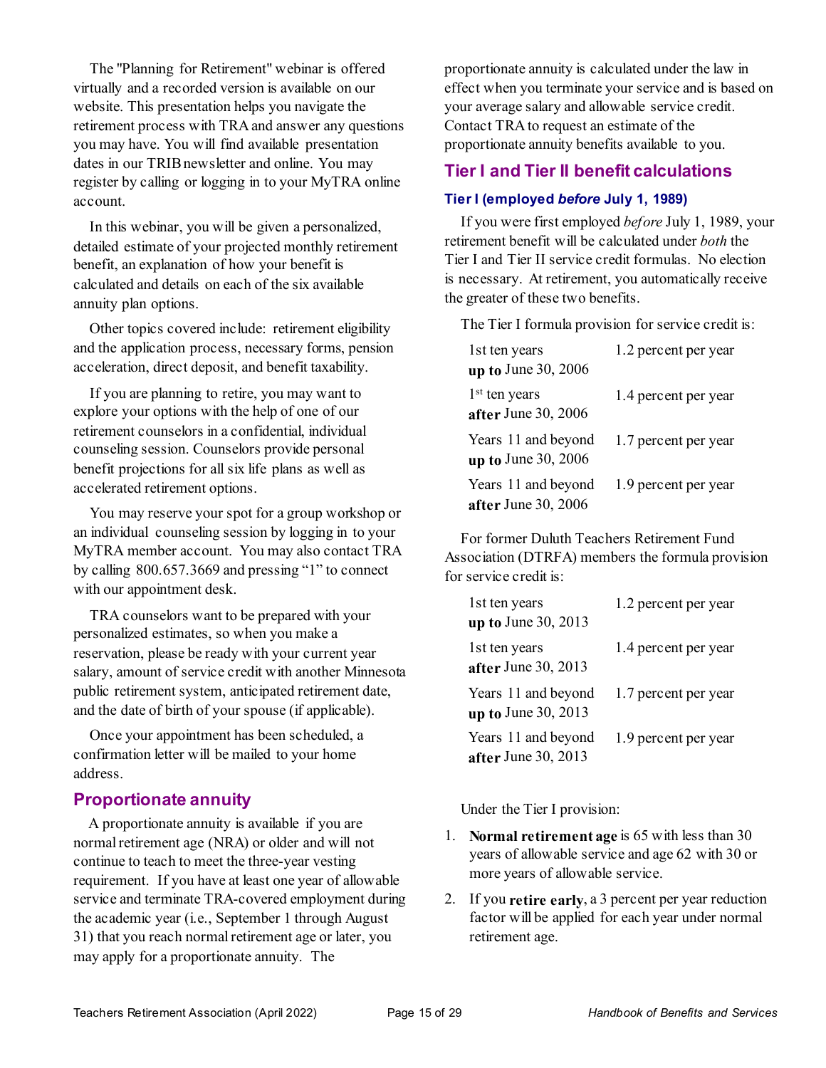The "Planning for Retirement" webinar is offered virtually and a recorded version is available on our website. This presentation helps you navigate the retirement process with TRA and answer any questions you may have. You will find available presentation dates in our TRIB newsletter and online. You may register by calling or logging in to your MyTRA online account.

In this webinar, you will be given a personalized, detailed estimate of your projected monthly retirement benefit, an explanation of how your benefit is calculated and details on each of the six available annuity plan options.

Other topics covered include: retirement eligibility and the application process, necessary forms, pension acceleration, direct deposit, and benefit taxability.

If you are planning to retire, you may want to explore your options with the help of one of our retirement counselors in a confidential, individual counseling session. Counselors provide personal benefit projections for all six life plans as well as accelerated retirement options.

You may reserve your spot for a group workshop or an individual counseling session by logging in to your MyTRA member account. You may also contact TRA by calling 800.657.3669 and pressing "1" to connect with our appointment desk.

TRA counselors want to be prepared with your personalized estimates, so when you make a reservation, please be ready with your current year salary, amount of service credit with another Minnesota public retirement system, anticipated retirement date, and the date of birth of your spouse (if applicable).

Once your appointment has been scheduled, a confirmation letter will be mailed to your home address.

## Proportionate annuity

A proportionate annuity is available if you are normal retirement age (NRA) or older and will not continue to teach to meet the three-year vesting requirement. If you have at least one year of allowable service and terminate TRA-covered employment during the academic year (i.e., September 1 through August 31) that you reach normal retirement age or later, you may apply for a proportionate annuity. The proportionate annuity is calculated under the law in effect when you terminate your service and is based on your average salary and allowable service credit. Contact TRA to request an estimate of the proportionate annuity benefits available to you.

## Tier I and Tier II benefit calculations

### Tier I (employed *before* July 1, 1989)

If you were first employed *before* July 1, 1989, your retirement benefit will be calculated under *both* the Tier I and Tier II service credit formulas. No election is necessary. At retirement, you automatically receive the greater of these two benefits.

The Tier I formula provision for service credit is:

| | |
|---|---|
| 1st ten years **up to** June 30, 2006 | 1.2 percent per year |
| 1st ten years **after** June 30, 2006 | 1.4 percent per year |
| Years 11 and beyond **up to** June 30, 2006 | 1.7 percent per year |
| Years 11 and beyond **after** June 30, 2006 | 1.9 percent per year |

For former Duluth Teachers Retirement Fund Association (DTRFA) members the formula provision for service credit is:

| | |
|---|---|
| 1st ten years **up to** June 30, 2013 | 1.2 percent per year |
| 1st ten years **after** June 30, 2013 | 1.4 percent per year |
| Years 11 and beyond **up to** June 30, 2013 | 1.7 percent per year |
| Years 11 and beyond **after** June 30, 2013 | 1.9 percent per year |

Under the Tier I provision:

1. **Normal retirement age** is 65 with less than 30 years of allowable service and age 62 with 30 or more years of allowable service.
2. If you **retire early**, a 3 percent per year reduction factor will be applied for each year under normal retirement age.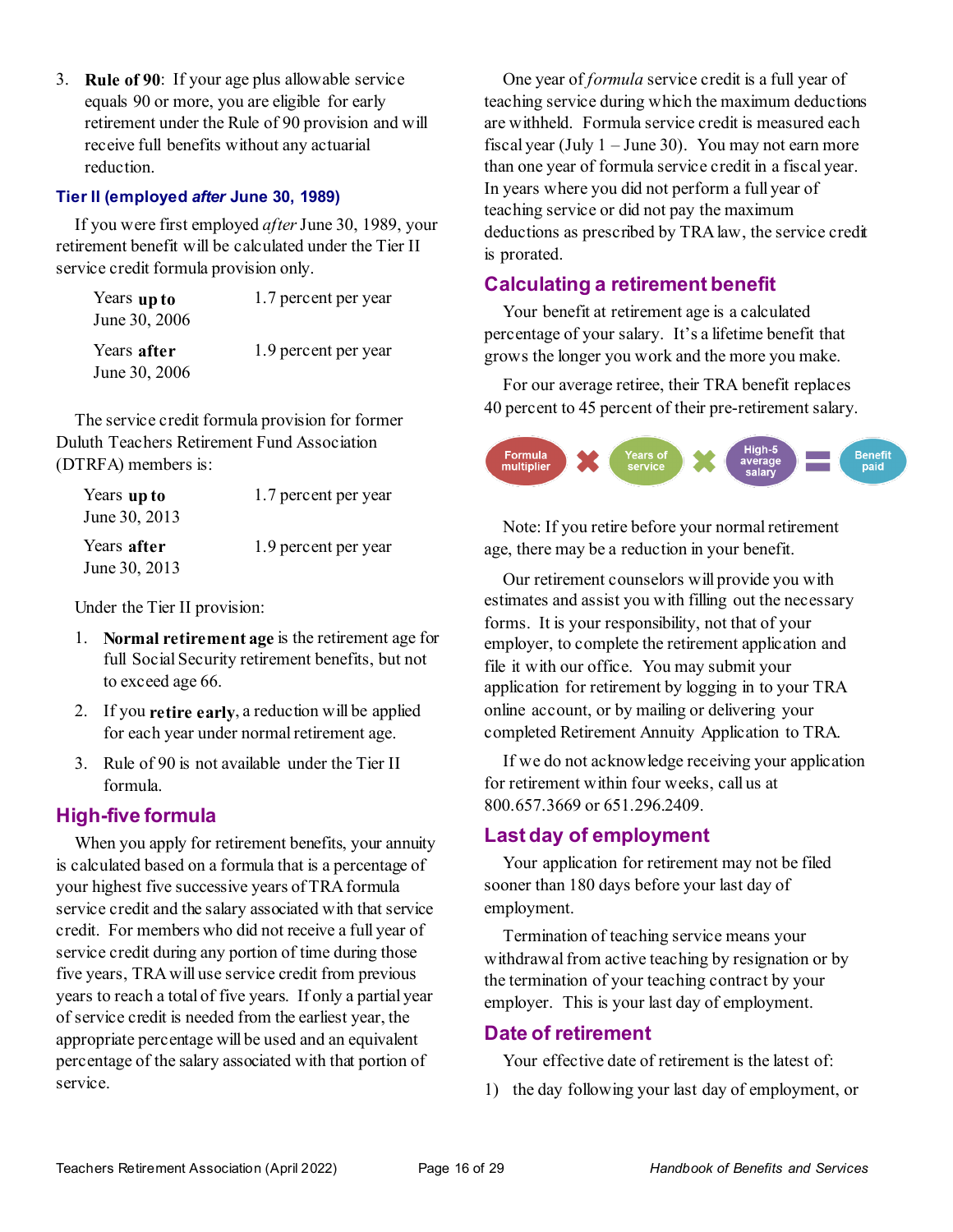3. **Rule of 90**: If your age plus allowable service equals 90 or more, you are eligible for early retirement under the Rule of 90 provision and will receive full benefits without any actuarial reduction.

### Tier II (employed *after* June 30, 1989)

If you were first employed *after* June 30, 1989, your retirement benefit will be calculated under the Tier II service credit formula provision only.

| | |
|---|---|
| Years **up to** June 30, 2006 | 1.7 percent per year |
| Years **after** June 30, 2006 | 1.9 percent per year |

The service credit formula provision for former Duluth Teachers Retirement Fund Association (DTRFA) members is:

| | |
|---|---|
| Years **up to** June 30, 2013 | 1.7 percent per year |
| Years **after** June 30, 2013 | 1.9 percent per year |

Under the Tier II provision:

1. **Normal retirement age** is the retirement age for full Social Security retirement benefits, but not to exceed age 66.
2. If you **retire early**, a reduction will be applied for each year under normal retirement age.
3. Rule of 90 is not available under the Tier II formula.

## High-five formula

When you apply for retirement benefits, your annuity is calculated based on a formula that is a percentage of your highest five successive years of TRA formula service credit and the salary associated with that service credit. For members who did not receive a full year of service credit during any portion of time during those five years, TRA will use service credit from previous years to reach a total of five years. If only a partial year of service credit is needed from the earliest year, the appropriate percentage will be used and an equivalent percentage of the salary associated with that portion of service.

One year of *formula* service credit is a full year of teaching service during which the maximum deductions are withheld. Formula service credit is measured each fiscal year (July 1 – June 30). You may not earn more than one year of formula service credit in a fiscal year. In years where you did not perform a full year of teaching service or did not pay the maximum deductions as prescribed by TRA law, the service credit is prorated.

## Calculating a retirement benefit

Your benefit at retirement age is a calculated percentage of your salary. It's a lifetime benefit that grows the longer you work and the more you make.

For our average retiree, their TRA benefit replaces 40 percent to 45 percent of their pre-retirement salary.

Formula multiplier × Years of service × High-5 average salary = Benefit paid

Note: If you retire before your normal retirement age, there may be a reduction in your benefit.

Our retirement counselors will provide you with estimates and assist you with filling out the necessary forms. It is your responsibility, not that of your employer, to complete the retirement application and file it with our office. You may submit your application for retirement by logging in to your TRA online account, or by mailing or delivering your completed Retirement Annuity Application to TRA.

If we do not acknowledge receiving your application for retirement within four weeks, call us at 800.657.3669 or 651.296.2409.

## Last day of employment

Your application for retirement may not be filed sooner than 180 days before your last day of employment.

Termination of teaching service means your withdrawal from active teaching by resignation or by the termination of your teaching contract by your employer. This is your last day of employment.

## Date of retirement

Your effective date of retirement is the latest of:

1) the day following your last day of employment, or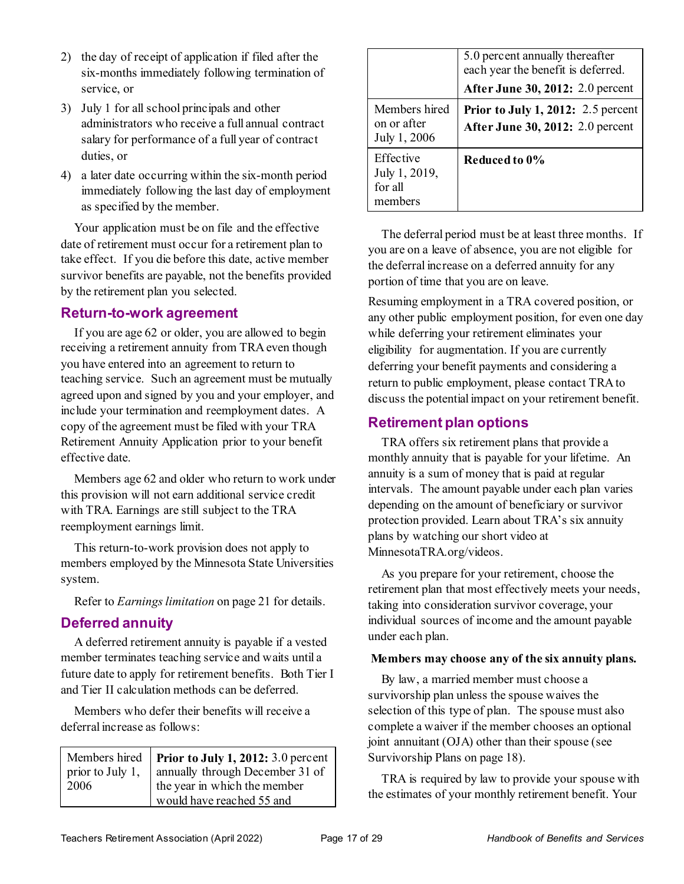2) the day of receipt of application if filed after the six-months immediately following termination of service, or
3) July 1 for all school principals and other administrators who receive a full annual contract salary for performance of a full year of contract duties, or
4) a later date occurring within the six-month period immediately following the last day of employment as specified by the member.

Your application must be on file and the effective date of retirement must occur for a retirement plan to take effect. If you die before this date, active member survivor benefits are payable, not the benefits provided by the retirement plan you selected.

## Return-to-work agreement

If you are age 62 or older, you are allowed to begin receiving a retirement annuity from TRA even though you have entered into an agreement to return to teaching service. Such an agreement must be mutually agreed upon and signed by you and your employer, and include your termination and reemployment dates. A copy of the agreement must be filed with your TRA Retirement Annuity Application prior to your benefit effective date.

Members age 62 and older who return to work under this provision will not earn additional service credit with TRA. Earnings are still subject to the TRA reemployment earnings limit.

This return-to-work provision does not apply to members employed by the Minnesota State Universities system.

Refer to *Earnings limitation* on page 21 for details.

## Deferred annuity

A deferred retirement annuity is payable if a vested member terminates teaching service and waits until a future date to apply for retirement benefits. Both Tier I and Tier II calculation methods can be deferred.

Members who defer their benefits will receive a deferral increase as follows:

| | |
|---|---|
| Members hired prior to July 1, 2006 | **Prior to July 1, 2012:** 3.0 percent annually through December 31 of the year in which the member would have reached 55 and 5.0 percent annually thereafter each year the benefit is deferred.<br>**After June 30, 2012:** 2.0 percent |
| Members hired on or after July 1, 2006 | **Prior to July 1, 2012:** 2.5 percent<br>**After June 30, 2012:** 2.0 percent |
| Effective July 1, 2019, for all members | **Reduced to 0%** |

The deferral period must be at least three months. If you are on a leave of absence, you are not eligible for the deferral increase on a deferred annuity for any portion of time that you are on leave.

Resuming employment in a TRA covered position, or any other public employment position, for even one day while deferring your retirement eliminates your eligibility for augmentation. If you are currently deferring your benefit payments and considering a return to public employment, please contact TRA to discuss the potential impact on your retirement benefit.

## Retirement plan options

TRA offers six retirement plans that provide a monthly annuity that is payable for your lifetime. An annuity is a sum of money that is paid at regular intervals. The amount payable under each plan varies depending on the amount of beneficiary or survivor protection provided. Learn about TRA's six annuity plans by watching our short video at MinnesotaTRA.org/videos.

As you prepare for your retirement, choose the retirement plan that most effectively meets your needs, taking into consideration survivor coverage, your individual sources of income and the amount payable under each plan.

**Members may choose any of the six annuity plans.**

By law, a married member must choose a survivorship plan unless the spouse waives the selection of this type of plan. The spouse must also complete a waiver if the member chooses an optional joint annuitant (OJA) other than their spouse (see Survivorship Plans on page 18).

TRA is required by law to provide your spouse with the estimates of your monthly retirement benefit. Your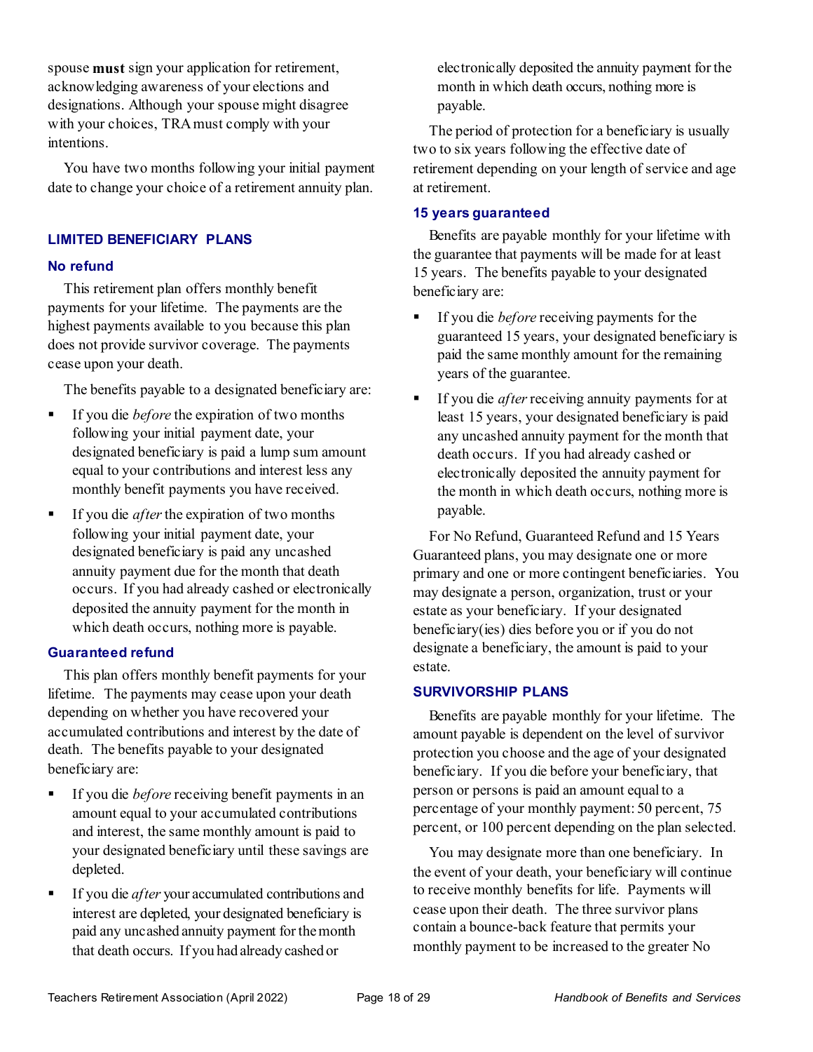spouse **must** sign your application for retirement, acknowledging awareness of your elections and designations. Although your spouse might disagree with your choices, TRA must comply with your intentions.

You have two months following your initial payment date to change your choice of a retirement annuity plan.

## LIMITED BENEFICIARY PLANS

### No refund

This retirement plan offers monthly benefit payments for your lifetime. The payments are the highest payments available to you because this plan does not provide survivor coverage. The payments cease upon your death.

The benefits payable to a designated beneficiary are:

- If you die *before* the expiration of two months following your initial payment date, your designated beneficiary is paid a lump sum amount equal to your contributions and interest less any monthly benefit payments you have received.
- If you die *after* the expiration of two months following your initial payment date, your designated beneficiary is paid any uncashed annuity payment due for the month that death occurs. If you had already cashed or electronically deposited the annuity payment for the month in which death occurs, nothing more is payable.

### Guaranteed refund

This plan offers monthly benefit payments for your lifetime. The payments may cease upon your death depending on whether you have recovered your accumulated contributions and interest by the date of death. The benefits payable to your designated beneficiary are:

- If you die *before* receiving benefit payments in an amount equal to your accumulated contributions and interest, the same monthly amount is paid to your designated beneficiary until these savings are depleted.
- If you die *after* your accumulated contributions and interest are depleted, your designated beneficiary is paid any uncashed annuity payment for the month that death occurs. If you had already cashed or electronically deposited the annuity payment for the month in which death occurs, nothing more is payable.

The period of protection for a beneficiary is usually two to six years following the effective date of retirement depending on your length of service and age at retirement.

### 15 years guaranteed

Benefits are payable monthly for your lifetime with the guarantee that payments will be made for at least 15 years. The benefits payable to your designated beneficiary are:

- If you die *before* receiving payments for the guaranteed 15 years, your designated beneficiary is paid the same monthly amount for the remaining years of the guarantee.
- If you die *after* receiving annuity payments for at least 15 years, your designated beneficiary is paid any uncashed annuity payment for the month that death occurs. If you had already cashed or electronically deposited the annuity payment for the month in which death occurs, nothing more is payable.

For No Refund, Guaranteed Refund and 15 Years Guaranteed plans, you may designate one or more primary and one or more contingent beneficiaries. You may designate a person, organization, trust or your estate as your beneficiary. If your designated beneficiary(ies) dies before you or if you do not designate a beneficiary, the amount is paid to your estate.

## SURVIVORSHIP PLANS

Benefits are payable monthly for your lifetime. The amount payable is dependent on the level of survivor protection you choose and the age of your designated beneficiary. If you die before your beneficiary, that person or persons is paid an amount equal to a percentage of your monthly payment: 50 percent, 75 percent, or 100 percent depending on the plan selected.

You may designate more than one beneficiary. In the event of your death, your beneficiary will continue to receive monthly benefits for life. Payments will cease upon their death. The three survivor plans contain a bounce-back feature that permits your monthly payment to be increased to the greater No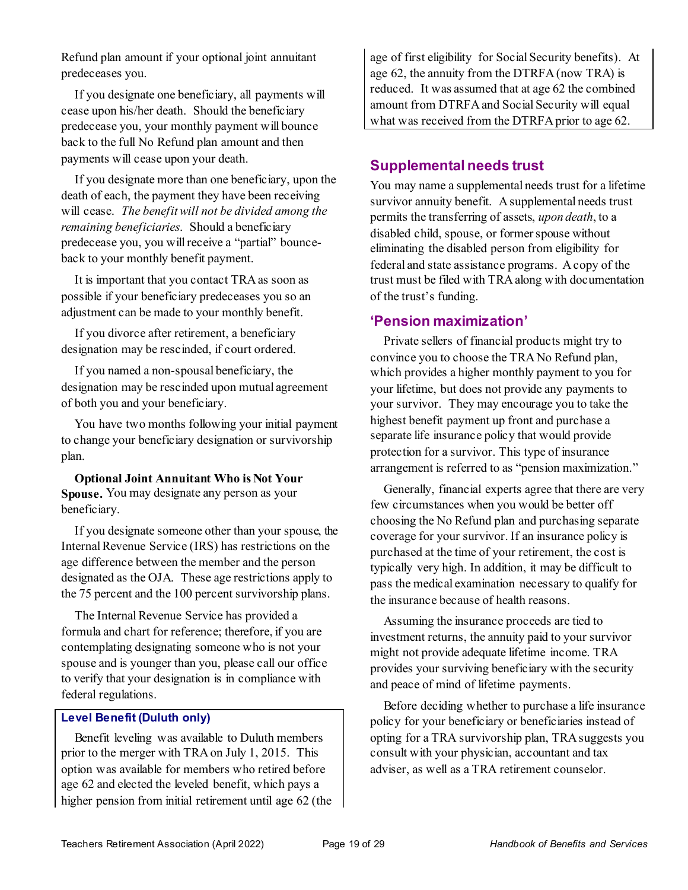Refund plan amount if your optional joint annuitant predeceases you.

If you designate one beneficiary, all payments will cease upon his/her death. Should the beneficiary predecease you, your monthly payment will bounce back to the full No Refund plan amount and then payments will cease upon your death.

If you designate more than one beneficiary, upon the death of each, the payment they have been receiving will cease. *The benefit will not be divided among the remaining beneficiaries*. Should a beneficiary predecease you, you will receive a "partial" bounce-back to your monthly benefit payment.

It is important that you contact TRA as soon as possible if your beneficiary predeceases you so an adjustment can be made to your monthly benefit.

If you divorce after retirement, a beneficiary designation may be rescinded, if court ordered.

If you named a non-spousal beneficiary, the designation may be rescinded upon mutual agreement of both you and your beneficiary.

You have two months following your initial payment to change your beneficiary designation or survivorship plan.

**Optional Joint Annuitant Who is Not Your Spouse.** You may designate any person as your beneficiary.

If you designate someone other than your spouse, the Internal Revenue Service (IRS) has restrictions on the age difference between the member and the person designated as the OJA. These age restrictions apply to the 75 percent and the 100 percent survivorship plans.

The Internal Revenue Service has provided a formula and chart for reference; therefore, if you are contemplating designating someone who is not your spouse and is younger than you, please call our office to verify that your designation is in compliance with federal regulations.

### Level Benefit (Duluth only)

Benefit leveling was available to Duluth members prior to the merger with TRA on July 1, 2015. This option was available for members who retired before age 62 and elected the leveled benefit, which pays a higher pension from initial retirement until age 62 (the age of first eligibility for Social Security benefits). At age 62, the annuity from the DTRFA (now TRA) is reduced. It was assumed that at age 62 the combined amount from DTRFA and Social Security will equal what was received from the DTRFA prior to age 62.

## Supplemental needs trust

You may name a supplemental needs trust for a lifetime survivor annuity benefit. A supplemental needs trust permits the transferring of assets, *upon death*, to a disabled child, spouse, or former spouse without eliminating the disabled person from eligibility for federal and state assistance programs. A copy of the trust must be filed with TRA along with documentation of the trust's funding.

## 'Pension maximization'

Private sellers of financial products might try to convince you to choose the TRA No Refund plan, which provides a higher monthly payment to you for your lifetime, but does not provide any payments to your survivor. They may encourage you to take the highest benefit payment up front and purchase a separate life insurance policy that would provide protection for a survivor. This type of insurance arrangement is referred to as "pension maximization."

Generally, financial experts agree that there are very few circumstances when you would be better off choosing the No Refund plan and purchasing separate coverage for your survivor. If an insurance policy is purchased at the time of your retirement, the cost is typically very high. In addition, it may be difficult to pass the medical examination necessary to qualify for the insurance because of health reasons.

Assuming the insurance proceeds are tied to investment returns, the annuity paid to your survivor might not provide adequate lifetime income. TRA provides your surviving beneficiary with the security and peace of mind of lifetime payments.

Before deciding whether to purchase a life insurance policy for your beneficiary or beneficiaries instead of opting for a TRA survivorship plan, TRA suggests you consult with your physician, accountant and tax adviser, as well as a TRA retirement counselor.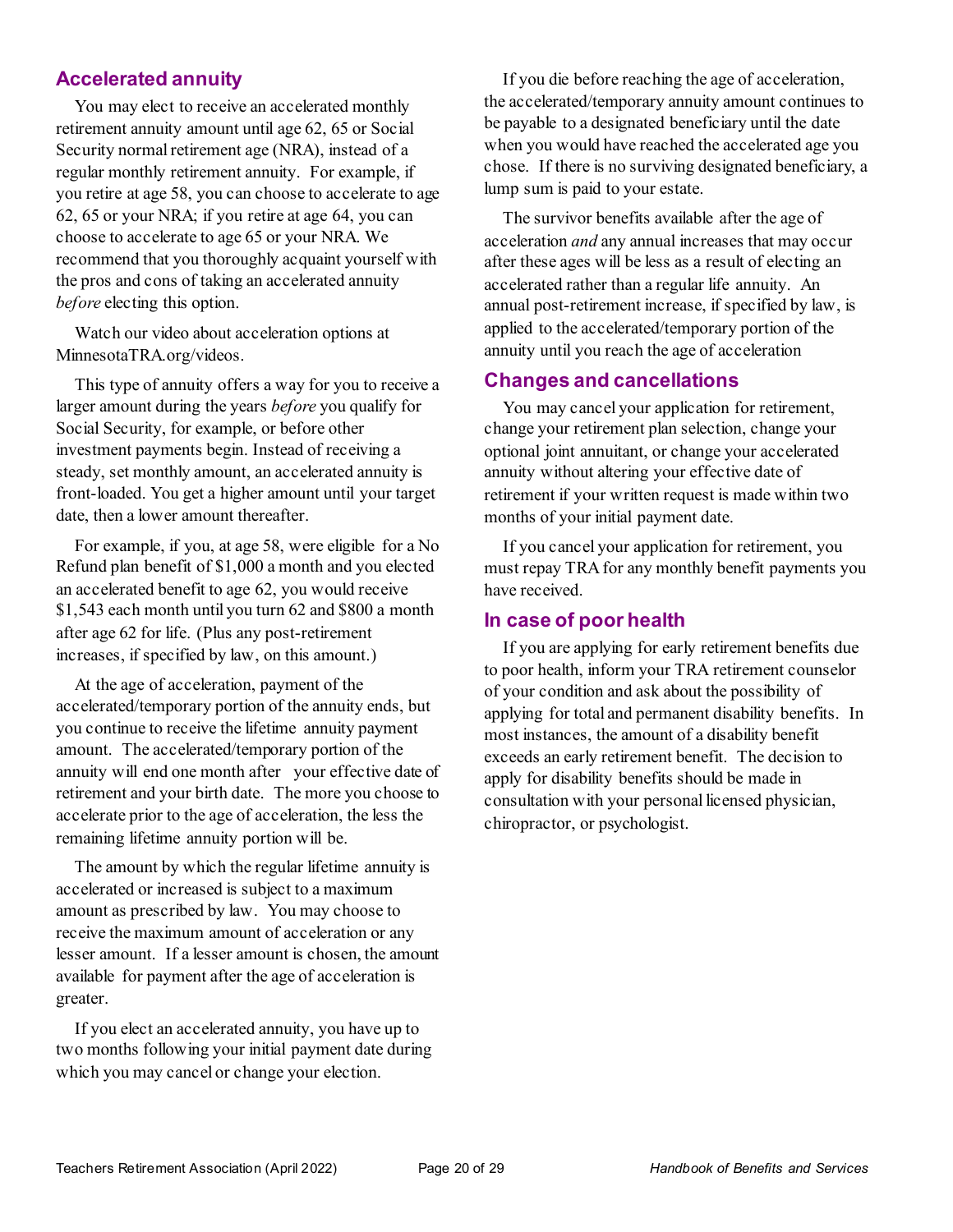## Accelerated annuity

You may elect to receive an accelerated monthly retirement annuity amount until age 62, 65 or Social Security normal retirement age (NRA), instead of a regular monthly retirement annuity. For example, if you retire at age 58, you can choose to accelerate to age 62, 65 or your NRA; if you retire at age 64, you can choose to accelerate to age 65 or your NRA. We recommend that you thoroughly acquaint yourself with the pros and cons of taking an accelerated annuity *before* electing this option.

Watch our video about acceleration options at MinnesotaTRA.org/videos.

This type of annuity offers a way for you to receive a larger amount during the years *before* you qualify for Social Security, for example, or before other investment payments begin. Instead of receiving a steady, set monthly amount, an accelerated annuity is front-loaded. You get a higher amount until your target date, then a lower amount thereafter.

For example, if you, at age 58, were eligible for a No Refund plan benefit of $1,000 a month and you elected an accelerated benefit to age 62, you would receive $1,543 each month until you turn 62 and $800 a month after age 62 for life. (Plus any post-retirement increases, if specified by law, on this amount.)

At the age of acceleration, payment of the accelerated/temporary portion of the annuity ends, but you continue to receive the lifetime annuity payment amount. The accelerated/temporary portion of the annuity will end one month after your effective date of retirement and your birth date. The more you choose to accelerate prior to the age of acceleration, the less the remaining lifetime annuity portion will be.

The amount by which the regular lifetime annuity is accelerated or increased is subject to a maximum amount as prescribed by law. You may choose to receive the maximum amount of acceleration or any lesser amount. If a lesser amount is chosen, the amount available for payment after the age of acceleration is greater.

If you elect an accelerated annuity, you have up to two months following your initial payment date during which you may cancel or change your election.

If you die before reaching the age of acceleration, the accelerated/temporary annuity amount continues to be payable to a designated beneficiary until the date when you would have reached the accelerated age you chose. If there is no surviving designated beneficiary, a lump sum is paid to your estate.

The survivor benefits available after the age of acceleration *and* any annual increases that may occur after these ages will be less as a result of electing an accelerated rather than a regular life annuity. An annual post-retirement increase, if specified by law, is applied to the accelerated/temporary portion of the annuity until you reach the age of acceleration

## Changes and cancellations

You may cancel your application for retirement, change your retirement plan selection, change your optional joint annuitant, or change your accelerated annuity without altering your effective date of retirement if your written request is made within two months of your initial payment date.

If you cancel your application for retirement, you must repay TRA for any monthly benefit payments you have received.

## In case of poor health

If you are applying for early retirement benefits due to poor health, inform your TRA retirement counselor of your condition and ask about the possibility of applying for total and permanent disability benefits. In most instances, the amount of a disability benefit exceeds an early retirement benefit. The decision to apply for disability benefits should be made in consultation with your personal licensed physician, chiropractor, or psychologist.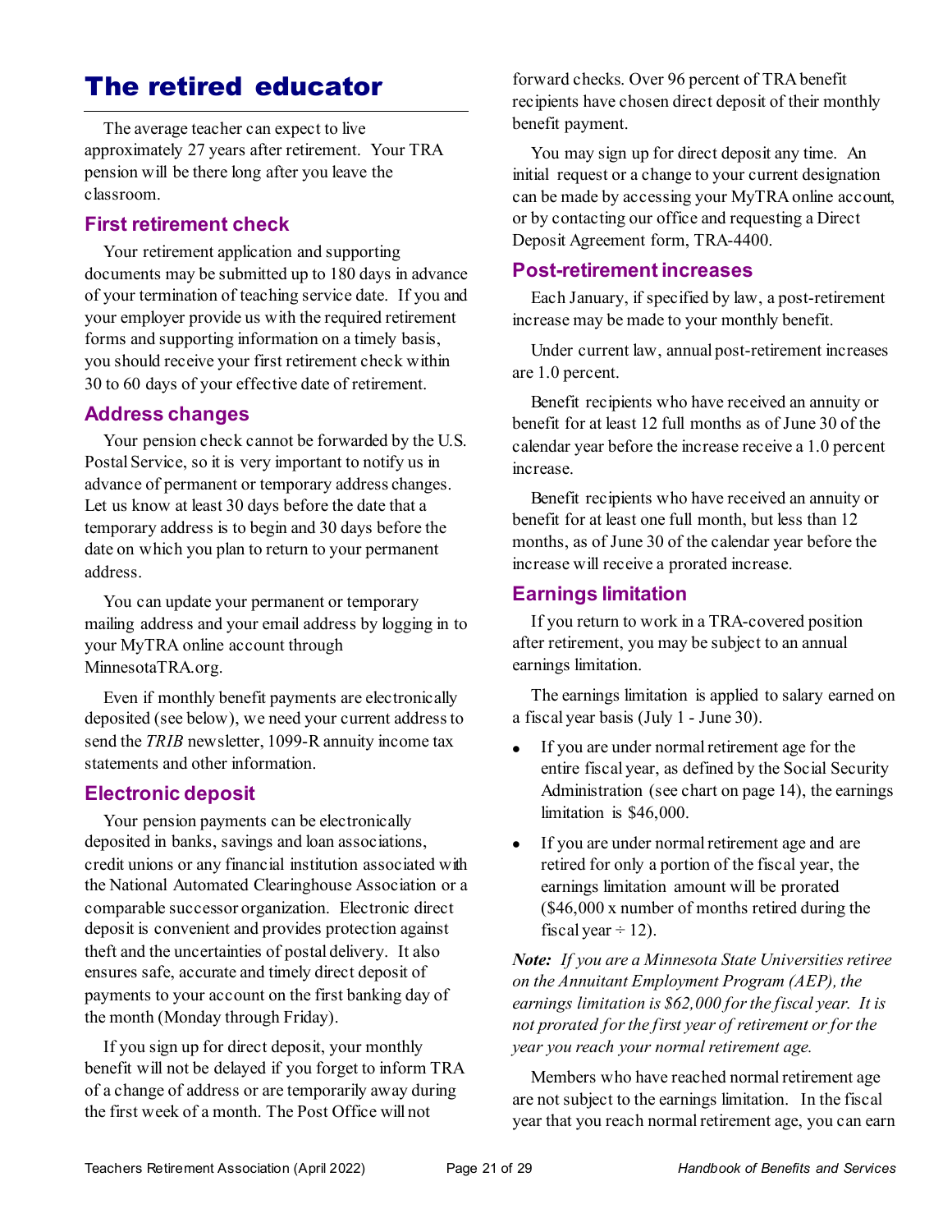# The retired educator

The average teacher can expect to live approximately 27 years after retirement. Your TRA pension will be there long after you leave the classroom.

## First retirement check

Your retirement application and supporting documents may be submitted up to 180 days in advance of your termination of teaching service date. If you and your employer provide us with the required retirement forms and supporting information on a timely basis, you should receive your first retirement check within 30 to 60 days of your effective date of retirement.

## Address changes

Your pension check cannot be forwarded by the U.S. Postal Service, so it is very important to notify us in advance of permanent or temporary address changes. Let us know at least 30 days before the date that a temporary address is to begin and 30 days before the date on which you plan to return to your permanent address.

You can update your permanent or temporary mailing address and your email address by logging in to your MyTRA online account through MinnesotaTRA.org.

Even if monthly benefit payments are electronically deposited (see below), we need your current address to send the *TRIB* newsletter, 1099-R annuity income tax statements and other information.

## Electronic deposit

Your pension payments can be electronically deposited in banks, savings and loan associations, credit unions or any financial institution associated with the National Automated Clearinghouse Association or a comparable successor organization. Electronic direct deposit is convenient and provides protection against theft and the uncertainties of postal delivery. It also ensures safe, accurate and timely direct deposit of payments to your account on the first banking day of the month (Monday through Friday).

If you sign up for direct deposit, your monthly benefit will not be delayed if you forget to inform TRA of a change of address or are temporarily away during the first week of a month. The Post Office will not forward checks. Over 96 percent of TRA benefit recipients have chosen direct deposit of their monthly benefit payment.

You may sign up for direct deposit any time. An initial request or a change to your current designation can be made by accessing your MyTRA online account, or by contacting our office and requesting a Direct Deposit Agreement form, TRA-4400.

## Post-retirement increases

Each January, if specified by law, a post-retirement increase may be made to your monthly benefit.

Under current law, annual post-retirement increases are 1.0 percent.

Benefit recipients who have received an annuity or benefit for at least 12 full months as of June 30 of the calendar year before the increase receive a 1.0 percent increase.

Benefit recipients who have received an annuity or benefit for at least one full month, but less than 12 months, as of June 30 of the calendar year before the increase will receive a prorated increase.

## Earnings limitation

If you return to work in a TRA-covered position after retirement, you may be subject to an annual earnings limitation.

The earnings limitation is applied to salary earned on a fiscal year basis (July 1 - June 30).

- If you are under normal retirement age for the entire fiscal year, as defined by the Social Security Administration (see chart on page 14), the earnings limitation is $46,000.
- If you are under normal retirement age and are retired for only a portion of the fiscal year, the earnings limitation amount will be prorated ($46,000 x number of months retired during the fiscal year ÷ 12).

***Note:*** *If you are a Minnesota State Universities retiree on the Annuitant Employment Program (AEP), the earnings limitation is $62,000 for the fiscal year. It is not prorated for the first year of retirement or for the year you reach your normal retirement age.*

Members who have reached normal retirement age are not subject to the earnings limitation. In the fiscal year that you reach normal retirement age, you can earn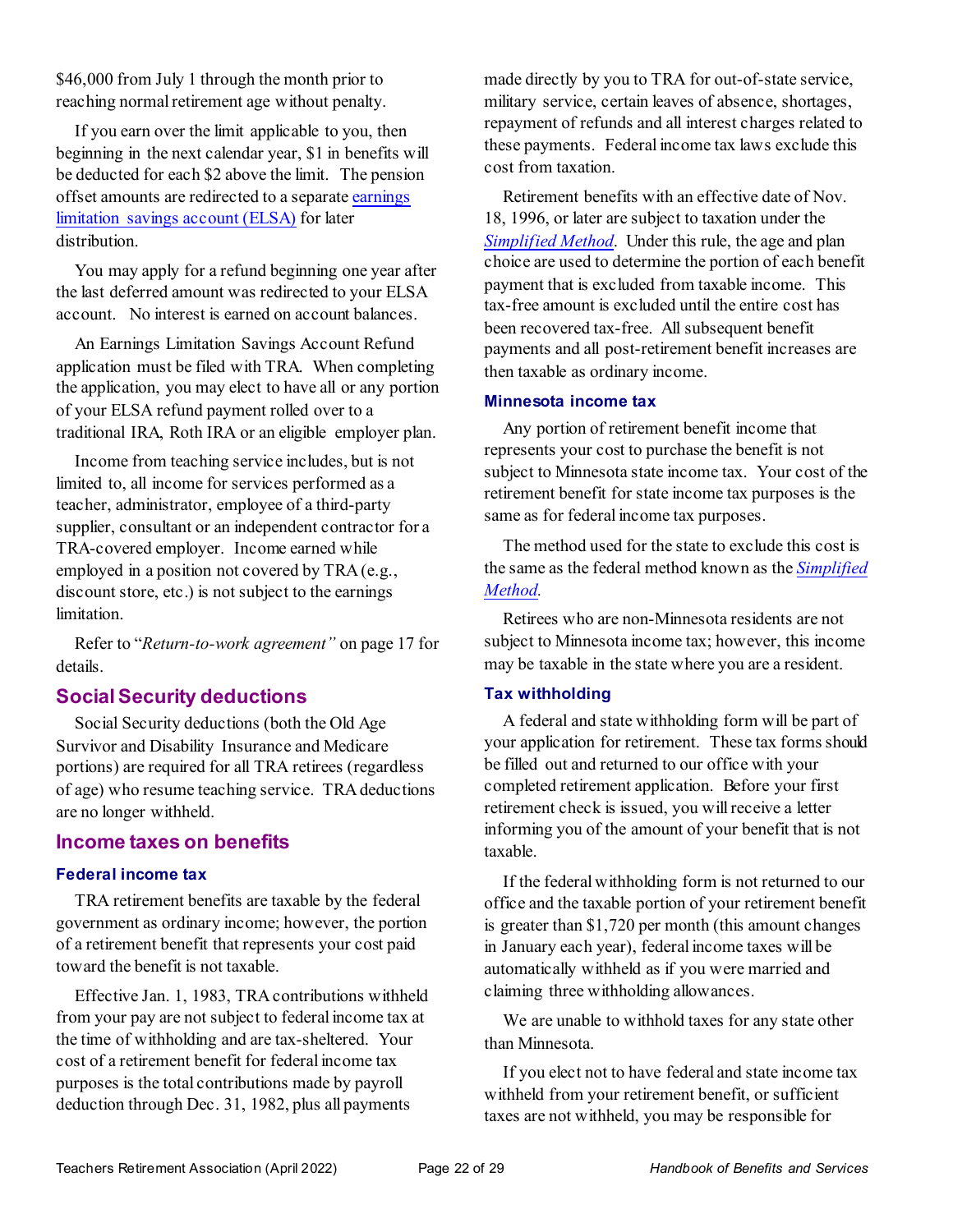$46,000 from July 1 through the month prior to reaching normal retirement age without penalty.

If you earn over the limit applicable to you, then beginning in the next calendar year, $1 in benefits will be deducted for each $2 above the limit. The pension offset amounts are redirected to a separate earnings limitation savings account (ELSA) for later distribution.

You may apply for a refund beginning one year after the last deferred amount was redirected to your ELSA account. No interest is earned on account balances.

An Earnings Limitation Savings Account Refund application must be filed with TRA. When completing the application, you may elect to have all or any portion of your ELSA refund payment rolled over to a traditional IRA, Roth IRA or an eligible employer plan.

Income from teaching service includes, but is not limited to, all income for services performed as a teacher, administrator, employee of a third-party supplier, consultant or an independent contractor for a TRA-covered employer. Income earned while employed in a position not covered by TRA (e.g., discount store, etc.) is not subject to the earnings limitation.

Refer to "*Return-to-work agreement"* on page 17 for details.

## Social Security deductions

Social Security deductions (both the Old Age Survivor and Disability Insurance and Medicare portions) are required for all TRA retirees (regardless of age) who resume teaching service. TRA deductions are no longer withheld.

## Income taxes on benefits

### Federal income tax

TRA retirement benefits are taxable by the federal government as ordinary income; however, the portion of a retirement benefit that represents your cost paid toward the benefit is not taxable.

Effective Jan. 1, 1983, TRA contributions withheld from your pay are not subject to federal income tax at the time of withholding and are tax-sheltered. Your cost of a retirement benefit for federal income tax purposes is the total contributions made by payroll deduction through Dec. 31, 1982, plus all payments made directly by you to TRA for out-of-state service, military service, certain leaves of absence, shortages, repayment of refunds and all interest charges related to these payments. Federal income tax laws exclude this cost from taxation.

Retirement benefits with an effective date of Nov. 18, 1996, or later are subject to taxation under the *Simplified Method*. Under this rule, the age and plan choice are used to determine the portion of each benefit payment that is excluded from taxable income. This tax-free amount is excluded until the entire cost has been recovered tax-free. All subsequent benefit payments and all post-retirement benefit increases are then taxable as ordinary income.

### Minnesota income tax

Any portion of retirement benefit income that represents your cost to purchase the benefit is not subject to Minnesota state income tax. Your cost of the retirement benefit for state income tax purposes is the same as for federal income tax purposes.

The method used for the state to exclude this cost is the same as the federal method known as the *Simplified Method.*

Retirees who are non-Minnesota residents are not subject to Minnesota income tax; however, this income may be taxable in the state where you are a resident.

### Tax withholding

A federal and state withholding form will be part of your application for retirement. These tax forms should be filled out and returned to our office with your completed retirement application. Before your first retirement check is issued, you will receive a letter informing you of the amount of your benefit that is not taxable.

If the federal withholding form is not returned to our office and the taxable portion of your retirement benefit is greater than $1,720 per month (this amount changes in January each year), federal income taxes will be automatically withheld as if you were married and claiming three withholding allowances.

We are unable to withhold taxes for any state other than Minnesota.

If you elect not to have federal and state income tax withheld from your retirement benefit, or sufficient taxes are not withheld, you may be responsible for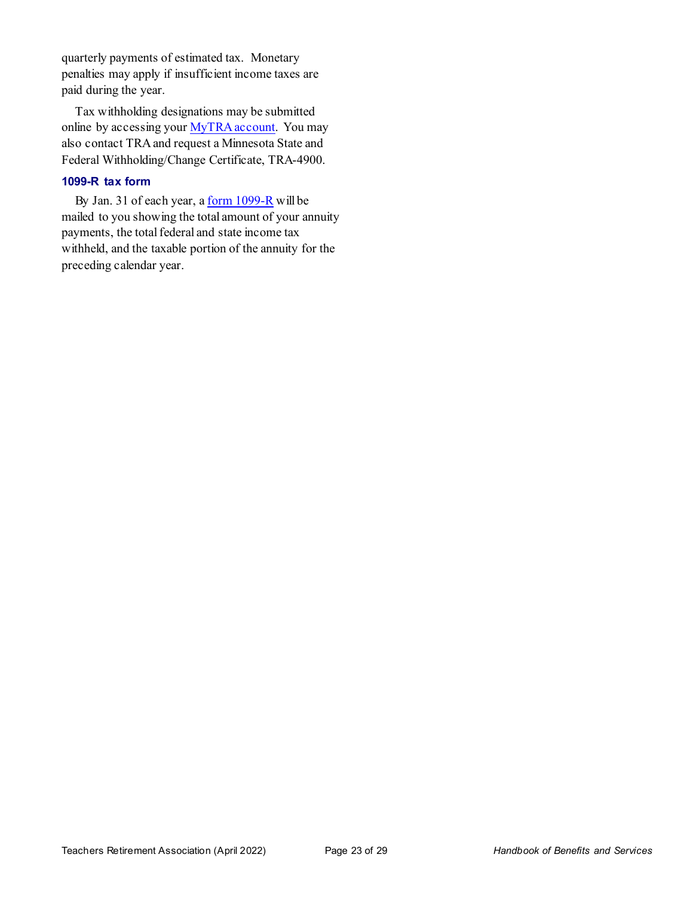quarterly payments of estimated tax. Monetary penalties may apply if insufficient income taxes are paid during the year.

Tax withholding designations may be submitted online by accessing your MyTRA account. You may also contact TRA and request a Minnesota State and Federal Withholding/Change Certificate, TRA-4900.

### 1099-R tax form

By Jan. 31 of each year, a form 1099-R will be mailed to you showing the total amount of your annuity payments, the total federal and state income tax withheld, and the taxable portion of the annuity for the preceding calendar year.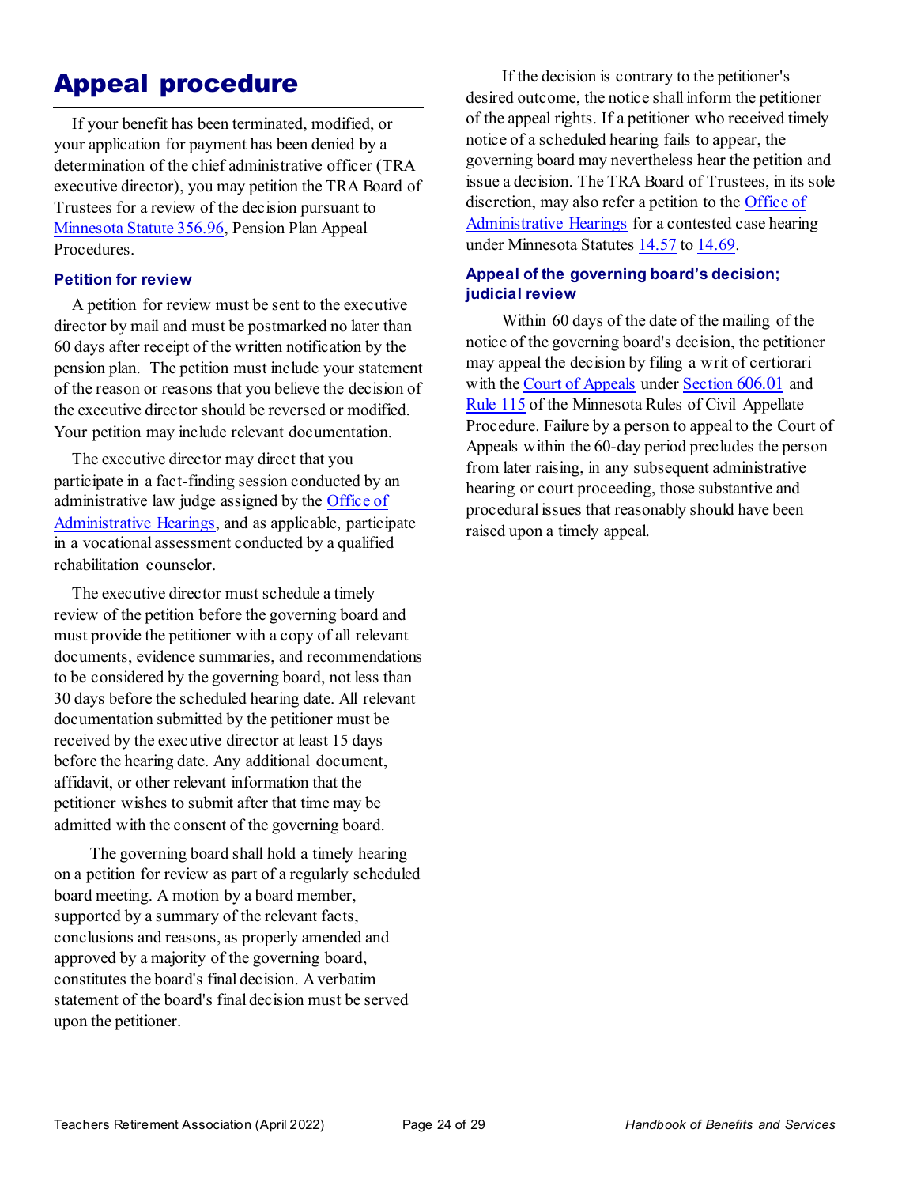# Appeal procedure

If your benefit has been terminated, modified, or your application for payment has been denied by a determination of the chief administrative officer (TRA executive director), you may petition the TRA Board of Trustees for a review of the decision pursuant to Minnesota Statute 356.96, Pension Plan Appeal Procedures.

### Petition for review

A petition for review must be sent to the executive director by mail and must be postmarked no later than 60 days after receipt of the written notification by the pension plan. The petition must include your statement of the reason or reasons that you believe the decision of the executive director should be reversed or modified. Your petition may include relevant documentation.

The executive director may direct that you participate in a fact-finding session conducted by an administrative law judge assigned by the Office of Administrative Hearings, and as applicable, participate in a vocational assessment conducted by a qualified rehabilitation counselor.

The executive director must schedule a timely review of the petition before the governing board and must provide the petitioner with a copy of all relevant documents, evidence summaries, and recommendations to be considered by the governing board, not less than 30 days before the scheduled hearing date. All relevant documentation submitted by the petitioner must be received by the executive director at least 15 days before the hearing date. Any additional document, affidavit, or other relevant information that the petitioner wishes to submit after that time may be admitted with the consent of the governing board.

The governing board shall hold a timely hearing on a petition for review as part of a regularly scheduled board meeting. A motion by a board member, supported by a summary of the relevant facts, conclusions and reasons, as properly amended and approved by a majority of the governing board, constitutes the board's final decision. A verbatim statement of the board's final decision must be served upon the petitioner.

If the decision is contrary to the petitioner's desired outcome, the notice shall inform the petitioner of the appeal rights. If a petitioner who received timely notice of a scheduled hearing fails to appear, the governing board may nevertheless hear the petition and issue a decision. The TRA Board of Trustees, in its sole discretion, may also refer a petition to the Office of Administrative Hearings for a contested case hearing under Minnesota Statutes 14.57 to 14.69.

### Appeal of the governing board's decision; judicial review

Within 60 days of the date of the mailing of the notice of the governing board's decision, the petitioner may appeal the decision by filing a writ of certiorari with the Court of Appeals under Section 606.01 and Rule 115 of the Minnesota Rules of Civil Appellate Procedure. Failure by a person to appeal to the Court of Appeals within the 60-day period precludes the person from later raising, in any subsequent administrative hearing or court proceeding, those substantive and procedural issues that reasonably should have been raised upon a timely appeal.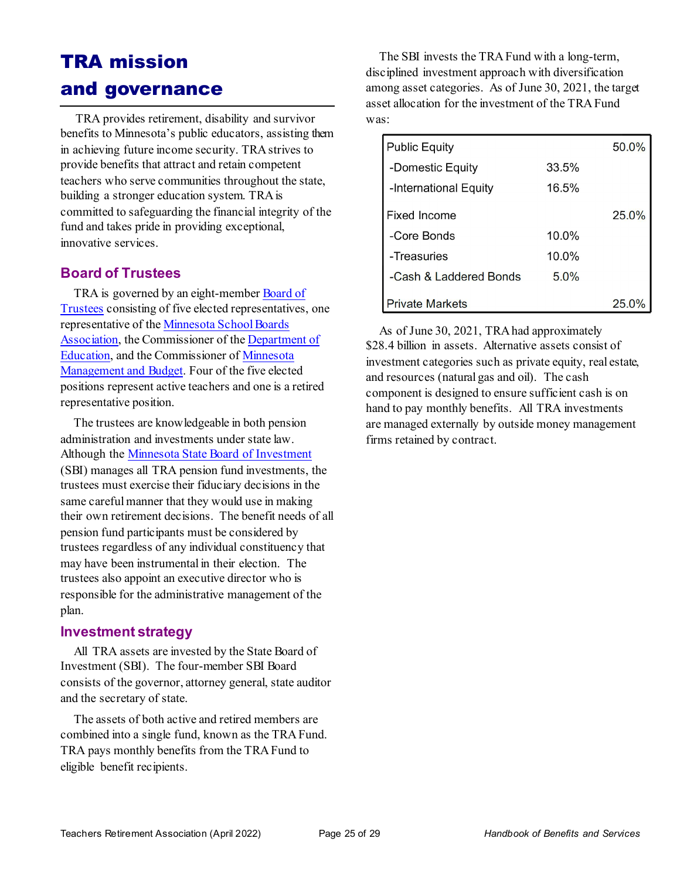# TRA mission and governance

TRA provides retirement, disability and survivor benefits to Minnesota's public educators, assisting them in achieving future income security. TRA strives to provide benefits that attract and retain competent teachers who serve communities throughout the state, building a stronger education system. TRA is committed to safeguarding the financial integrity of the fund and takes pride in providing exceptional, innovative services.

## Board of Trustees

TRA is governed by an eight-member Board of Trustees consisting of five elected representatives, one representative of the Minnesota School Boards Association, the Commissioner of the Department of Education, and the Commissioner of Minnesota Management and Budget. Four of the five elected positions represent active teachers and one is a retired representative position.

The trustees are knowledgeable in both pension administration and investments under state law. Although the Minnesota State Board of Investment (SBI) manages all TRA pension fund investments, the trustees must exercise their fiduciary decisions in the same careful manner that they would use in making their own retirement decisions. The benefit needs of all pension fund participants must be considered by trustees regardless of any individual constituency that may have been instrumental in their election. The trustees also appoint an executive director who is responsible for the administrative management of the plan.

## Investment strategy

All TRA assets are invested by the State Board of Investment (SBI). The four-member SBI Board consists of the governor, attorney general, state auditor and the secretary of state.

The assets of both active and retired members are combined into a single fund, known as the TRA Fund. TRA pays monthly benefits from the TRA Fund to eligible benefit recipients.

The SBI invests the TRA Fund with a long-term, disciplined investment approach with diversification among asset categories. As of June 30, 2021, the target asset allocation for the investment of the TRA Fund was:

| Asset Class | | |
|---|---|---|
| Public Equity | | 50.0% |
| -Domestic Equity | 33.5% | |
| -International Equity | 16.5% | |
| Fixed Income | | 25.0% |
| -Core Bonds | 10.0% | |
| -Treasuries | 10.0% | |
| -Cash & Laddered Bonds | 5.0% | |
| Private Markets | | 25.0% |

As of June 30, 2021, TRA had approximately $28.4 billion in assets. Alternative assets consist of investment categories such as private equity, real estate, and resources (natural gas and oil). The cash component is designed to ensure sufficient cash is on hand to pay monthly benefits. All TRA investments are managed externally by outside money management firms retained by contract.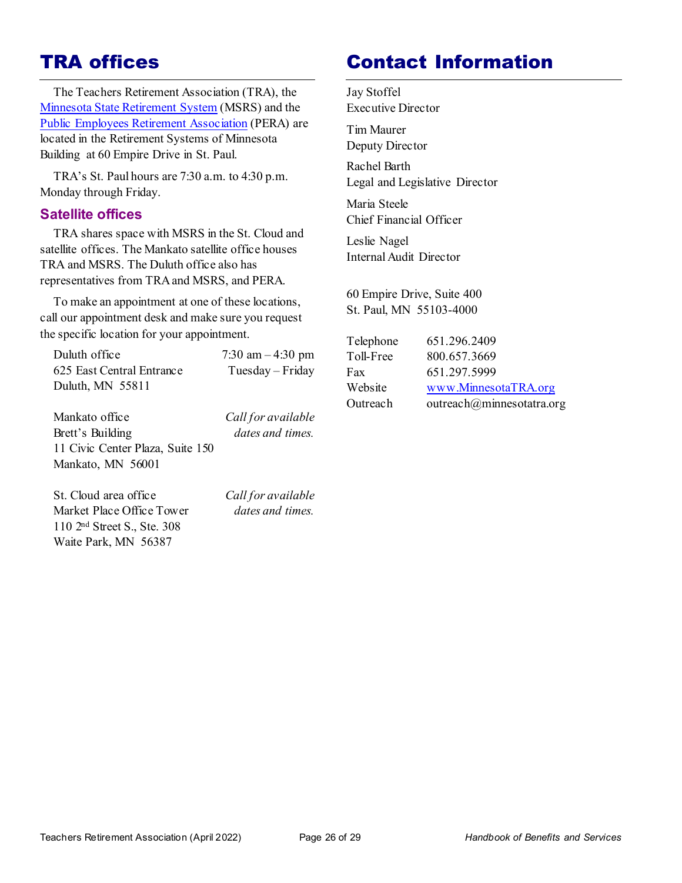# TRA offices

The Teachers Retirement Association (TRA), the [Minnesota State Retirement System](#) (MSRS) and the [Public Employees Retirement Association](#) (PERA) are located in the Retirement Systems of Minnesota Building at 60 Empire Drive in St. Paul.

TRA's St. Paul hours are 7:30 a.m. to 4:30 p.m. Monday through Friday.

## Satellite offices

TRA shares space with MSRS in the St. Cloud and satellite offices. The Mankato satellite office houses TRA and MSRS. The Duluth office also has representatives from TRA and MSRS, and PERA.

To make an appointment at one of these locations, call our appointment desk and make sure you request the specific location for your appointment.

| | |
|---|---|
| Duluth office<br>625 East Central Entrance<br>Duluth, MN 55811 | 7:30 am – 4:30 pm<br>Tuesday – Friday |
| Mankato office<br>Brett's Building<br>11 Civic Center Plaza, Suite 150<br>Mankato, MN 56001 | *Call for available dates and times.* |
| St. Cloud area office<br>Market Place Office Tower<br>110 2nd Street S., Ste. 308<br>Waite Park, MN 56387 | *Call for available dates and times.* |

# Contact Information

Jay Stoffel
Executive Director

Tim Maurer
Deputy Director

Rachel Barth
Legal and Legislative Director

Maria Steele
Chief Financial Officer

Leslie Nagel
Internal Audit Director

60 Empire Drive, Suite 400
St. Paul, MN 55103-4000

| | |
|---|---|
| Telephone | 651.296.2409 |
| Toll-Free | 800.657.3669 |
| Fax | 651.297.5999 |
| Website | [www.MinnesotaTRA.org](http://www.MinnesotaTRA.org) |
| Outreach | outreach@minnesotatra.org |